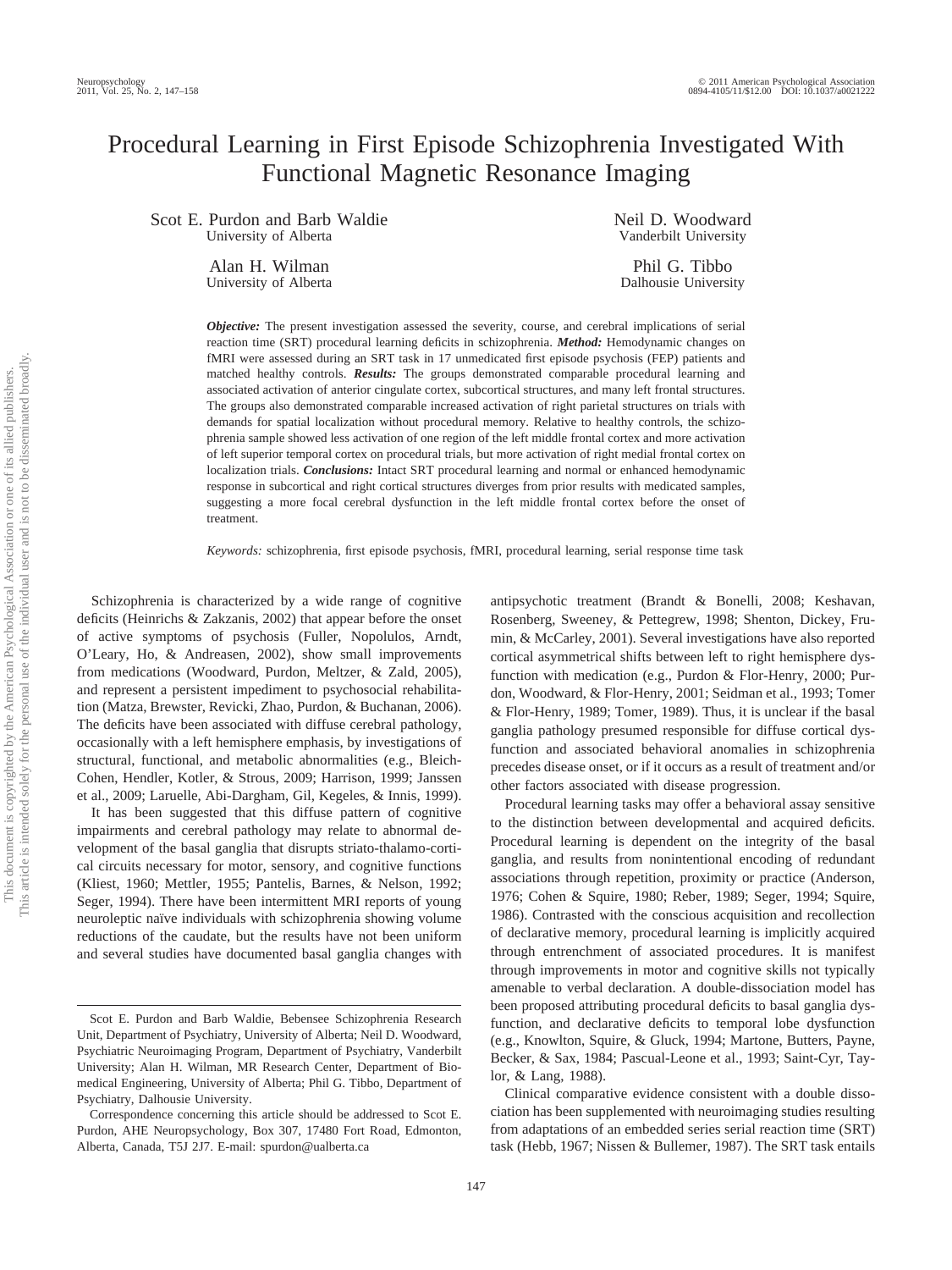# Procedural Learning in First Episode Schizophrenia Investigated With Functional Magnetic Resonance Imaging

Scot E. Purdon and Barb Waldie
University of Alberta

Neil D. Woodward
Vanderbilt University

Alan H. Wilman
University of Alberta

Phil G. Tibbo
Dalhousie University

***Objective:*** The present investigation assessed the severity, course, and cerebral implications of serial reaction time (SRT) procedural learning deficits in schizophrenia. ***Method:*** Hemodynamic changes on fMRI were assessed during an SRT task in 17 unmedicated first episode psychosis (FEP) patients and matched healthy controls. ***Results:*** The groups demonstrated comparable procedural learning and associated activation of anterior cingulate cortex, subcortical structures, and many left frontal structures. The groups also demonstrated comparable increased activation of right parietal structures on trials with demands for spatial localization without procedural memory. Relative to healthy controls, the schizophrenia sample showed less activation of one region of the left middle frontal cortex and more activation of left superior temporal cortex on procedural trials, but more activation of right medial frontal cortex on localization trials. ***Conclusions:*** Intact SRT procedural learning and normal or enhanced hemodynamic response in subcortical and right cortical structures diverges from prior results with medicated samples, suggesting a more focal cerebral dysfunction in the left middle frontal cortex before the onset of treatment.

*Keywords:* schizophrenia, first episode psychosis, fMRI, procedural learning, serial response time task

Schizophrenia is characterized by a wide range of cognitive deficits (Heinrichs & Zakzanis, 2002) that appear before the onset of active symptoms of psychosis (Fuller, Nopolulos, Arndt, O'Leary, Ho, & Andreasen, 2002), show small improvements from medications (Woodward, Purdon, Meltzer, & Zald, 2005), and represent a persistent impediment to psychosocial rehabilitation (Matza, Brewster, Revicki, Zhao, Purdon, & Buchanan, 2006). The deficits have been associated with diffuse cerebral pathology, occasionally with a left hemisphere emphasis, by investigations of structural, functional, and metabolic abnormalities (e.g., Bleich-Cohen, Hendler, Kotler, & Strous, 2009; Harrison, 1999; Janssen et al., 2009; Laruelle, Abi-Dargham, Gil, Kegeles, & Innis, 1999).

It has been suggested that this diffuse pattern of cognitive impairments and cerebral pathology may relate to abnormal development of the basal ganglia that disrupts striato-thalamo-cortical circuits necessary for motor, sensory, and cognitive functions (Kliest, 1960; Mettler, 1955; Pantelis, Barnes, & Nelson, 1992; Seger, 1994). There have been intermittent MRI reports of young neuroleptic naïve individuals with schizophrenia showing volume reductions of the caudate, but the results have not been uniform and several studies have documented basal ganglia changes with antipsychotic treatment (Brandt & Bonelli, 2008; Keshavan, Rosenberg, Sweeney, & Pettegrew, 1998; Shenton, Dickey, Frumin, & McCarley, 2001). Several investigations have also reported cortical asymmetrical shifts between left to right hemisphere dysfunction with medication (e.g., Purdon & Flor-Henry, 2000; Purdon, Woodward, & Flor-Henry, 2001; Seidman et al., 1993; Tomer & Flor-Henry, 1989; Tomer, 1989). Thus, it is unclear if the basal ganglia pathology presumed responsible for diffuse cortical dysfunction and associated behavioral anomalies in schizophrenia precedes disease onset, or if it occurs as a result of treatment and/or other factors associated with disease progression.

Procedural learning tasks may offer a behavioral assay sensitive to the distinction between developmental and acquired deficits. Procedural learning is dependent on the integrity of the basal ganglia, and results from nonintentional encoding of redundant associations through repetition, proximity or practice (Anderson, 1976; Cohen & Squire, 1980; Reber, 1989; Seger, 1994; Squire, 1986). Contrasted with the conscious acquisition and recollection of declarative memory, procedural learning is implicitly acquired through entrenchment of associated procedures. It is manifest through improvements in motor and cognitive skills not typically amenable to verbal declaration. A double-dissociation model has been proposed attributing procedural deficits to basal ganglia dysfunction, and declarative deficits to temporal lobe dysfunction (e.g., Knowlton, Squire, & Gluck, 1994; Martone, Butters, Payne, Becker, & Sax, 1984; Pascual-Leone et al., 1993; Saint-Cyr, Taylor, & Lang, 1988).

Clinical comparative evidence consistent with a double dissociation has been supplemented with neuroimaging studies resulting from adaptations of an embedded series serial reaction time (SRT) task (Hebb, 1967; Nissen & Bullemer, 1987). The SRT task entails

---

Scot E. Purdon and Barb Waldie, Bebensee Schizophrenia Research Unit, Department of Psychiatry, University of Alberta; Neil D. Woodward, Psychiatric Neuroimaging Program, Department of Psychiatry, Vanderbilt University; Alan H. Wilman, MR Research Center, Department of Biomedical Engineering, University of Alberta; Phil G. Tibbo, Department of Psychiatry, Dalhousie University.

Correspondence concerning this article should be addressed to Scot E. Purdon, AHE Neuropsychology, Box 307, 17480 Fort Road, Edmonton, Alberta, Canada, T5J 2J7. E-mail: spurdon@ualberta.ca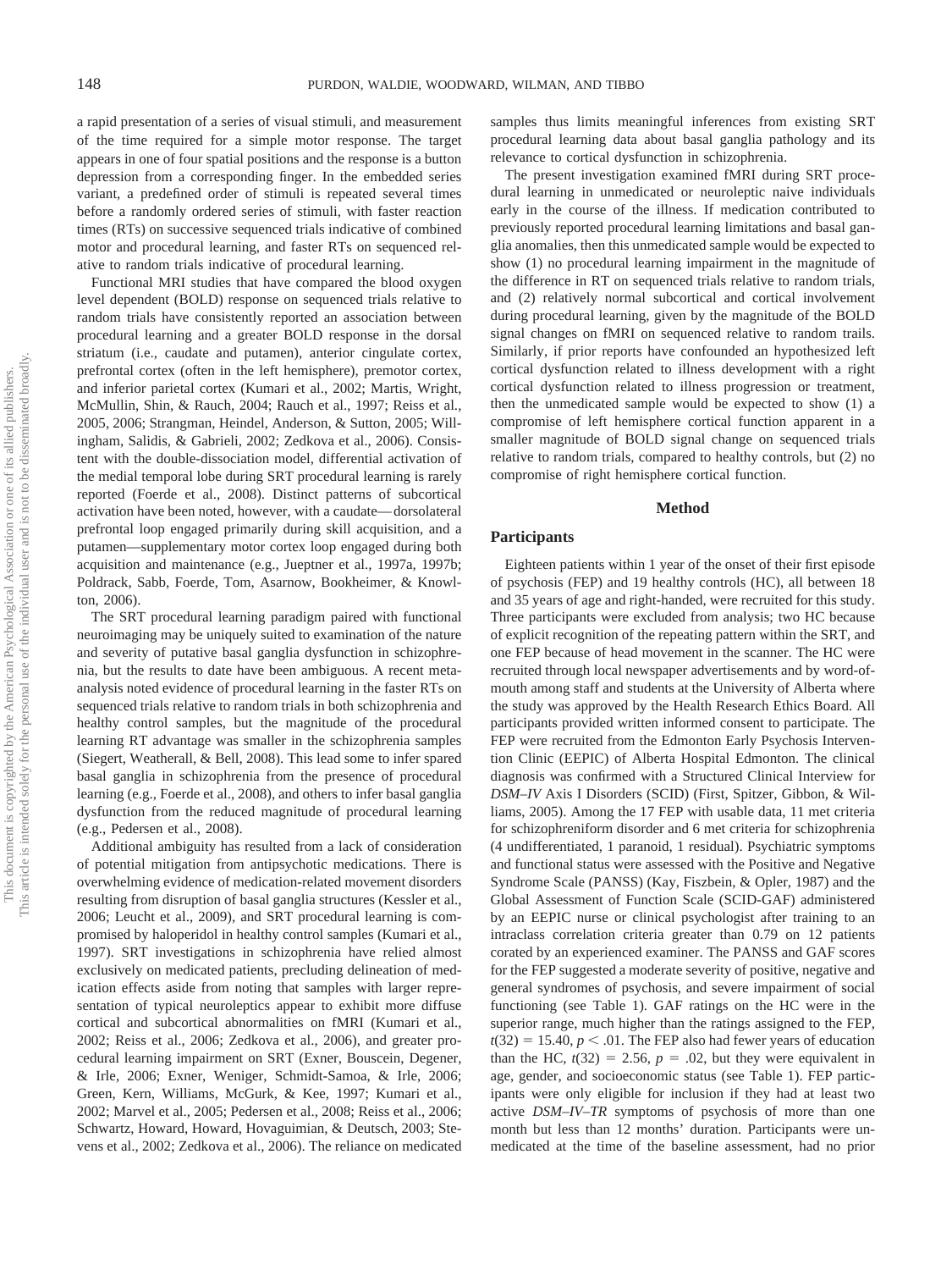a rapid presentation of a series of visual stimuli, and measurement of the time required for a simple motor response. The target appears in one of four spatial positions and the response is a button depression from a corresponding finger. In the embedded series variant, a predefined order of stimuli is repeated several times before a randomly ordered series of stimuli, with faster reaction times (RTs) on successive sequenced trials indicative of combined motor and procedural learning, and faster RTs on sequenced relative to random trials indicative of procedural learning.

Functional MRI studies that have compared the blood oxygen level dependent (BOLD) response on sequenced trials relative to random trials have consistently reported an association between procedural learning and a greater BOLD response in the dorsal striatum (i.e., caudate and putamen), anterior cingulate cortex, prefrontal cortex (often in the left hemisphere), premotor cortex, and inferior parietal cortex (Kumari et al., 2002; Martis, Wright, McMullin, Shin, & Rauch, 2004; Rauch et al., 1997; Reiss et al., 2005, 2006; Strangman, Heindel, Anderson, & Sutton, 2005; Willingham, Salidis, & Gabrieli, 2002; Zedkova et al., 2006). Consistent with the double-dissociation model, differential activation of the medial temporal lobe during SRT procedural learning is rarely reported (Foerde et al., 2008). Distinct patterns of subcortical activation have been noted, however, with a caudate— dorsolateral prefrontal loop engaged primarily during skill acquisition, and a putamen—supplementary motor cortex loop engaged during both acquisition and maintenance (e.g., Jueptner et al., 1997a, 1997b; Poldrack, Sabb, Foerde, Tom, Asarnow, Bookheimer, & Knowlton, 2006).

The SRT procedural learning paradigm paired with functional neuroimaging may be uniquely suited to examination of the nature and severity of putative basal ganglia dysfunction in schizophrenia, but the results to date have been ambiguous. A recent meta-analysis noted evidence of procedural learning in the faster RTs on sequenced trials relative to random trials in both schizophrenia and healthy control samples, but the magnitude of the procedural learning RT advantage was smaller in the schizophrenia samples (Siegert, Weatherall, & Bell, 2008). This lead some to infer spared basal ganglia in schizophrenia from the presence of procedural learning (e.g., Foerde et al., 2008), and others to infer basal ganglia dysfunction from the reduced magnitude of procedural learning (e.g., Pedersen et al., 2008).

Additional ambiguity has resulted from a lack of consideration of potential mitigation from antipsychotic medications. There is overwhelming evidence of medication-related movement disorders resulting from disruption of basal ganglia structures (Kessler et al., 2006; Leucht et al., 2009), and SRT procedural learning is compromised by haloperidol in healthy control samples (Kumari et al., 1997). SRT investigations in schizophrenia have relied almost exclusively on medicated patients, precluding delineation of medication effects aside from noting that samples with larger representation of typical neuroleptics appear to exhibit more diffuse cortical and subcortical abnormalities on fMRI (Kumari et al., 2002; Reiss et al., 2006; Zedkova et al., 2006), and greater procedural learning impairment on SRT (Exner, Bouscein, Degener, & Irle, 2006; Exner, Weniger, Schmidt-Samoa, & Irle, 2006; Green, Kern, Williams, McGurk, & Kee, 1997; Kumari et al., 2002; Marvel et al., 2005; Pedersen et al., 2008; Reiss et al., 2006; Schwartz, Howard, Howard, Hovaguimian, & Deutsch, 2003; Stevens et al., 2002; Zedkova et al., 2006). The reliance on medicated samples thus limits meaningful inferences from existing SRT procedural learning data about basal ganglia pathology and its relevance to cortical dysfunction in schizophrenia.

The present investigation examined fMRI during SRT procedural learning in unmedicated or neuroleptic naive individuals early in the course of the illness. If medication contributed to previously reported procedural learning limitations and basal ganglia anomalies, then this unmedicated sample would be expected to show (1) no procedural learning impairment in the magnitude of the difference in RT on sequenced trials relative to random trials, and (2) relatively normal subcortical and cortical involvement during procedural learning, given by the magnitude of the BOLD signal changes on fMRI on sequenced relative to random trails. Similarly, if prior reports have confounded an hypothesized left cortical dysfunction related to illness development with a right cortical dysfunction related to illness progression or treatment, then the unmedicated sample would be expected to show (1) a compromise of left hemisphere cortical function apparent in a smaller magnitude of BOLD signal change on sequenced trials relative to random trials, compared to healthy controls, but (2) no compromise of right hemisphere cortical function.

## Method

### Participants

Eighteen patients within 1 year of the onset of their first episode of psychosis (FEP) and 19 healthy controls (HC), all between 18 and 35 years of age and right-handed, were recruited for this study. Three participants were excluded from analysis; two HC because of explicit recognition of the repeating pattern within the SRT, and one FEP because of head movement in the scanner. The HC were recruited through local newspaper advertisements and by word-of-mouth among staff and students at the University of Alberta where the study was approved by the Health Research Ethics Board. All participants provided written informed consent to participate. The FEP were recruited from the Edmonton Early Psychosis Intervention Clinic (EEPIC) of Alberta Hospital Edmonton. The clinical diagnosis was confirmed with a Structured Clinical Interview for *DSM–IV* Axis I Disorders (SCID) (First, Spitzer, Gibbon, & Williams, 2005). Among the 17 FEP with usable data, 11 met criteria for schizophreniform disorder and 6 met criteria for schizophrenia (4 undifferentiated, 1 paranoid, 1 residual). Psychiatric symptoms and functional status were assessed with the Positive and Negative Syndrome Scale (PANSS) (Kay, Fiszbein, & Opler, 1987) and the Global Assessment of Function Scale (SCID-GAF) administered by an EEPIC nurse or clinical psychologist after training to an intraclass correlation criteria greater than 0.79 on 12 patients corated by an experienced examiner. The PANSS and GAF scores for the FEP suggested a moderate severity of positive, negative and general syndromes of psychosis, and severe impairment of social functioning (see Table 1). GAF ratings on the HC were in the superior range, much higher than the ratings assigned to the FEP, $t(32) = 15.40$, $p < .01$. The FEP also had fewer years of education than the HC, $t(32) = 2.56$, $p = .02$, but they were equivalent in age, gender, and socioeconomic status (see Table 1). FEP participants were only eligible for inclusion if they had at least two active *DSM–IV–TR* symptoms of psychosis of more than one month but less than 12 months' duration. Participants were unmedicated at the time of the baseline assessment, had no prior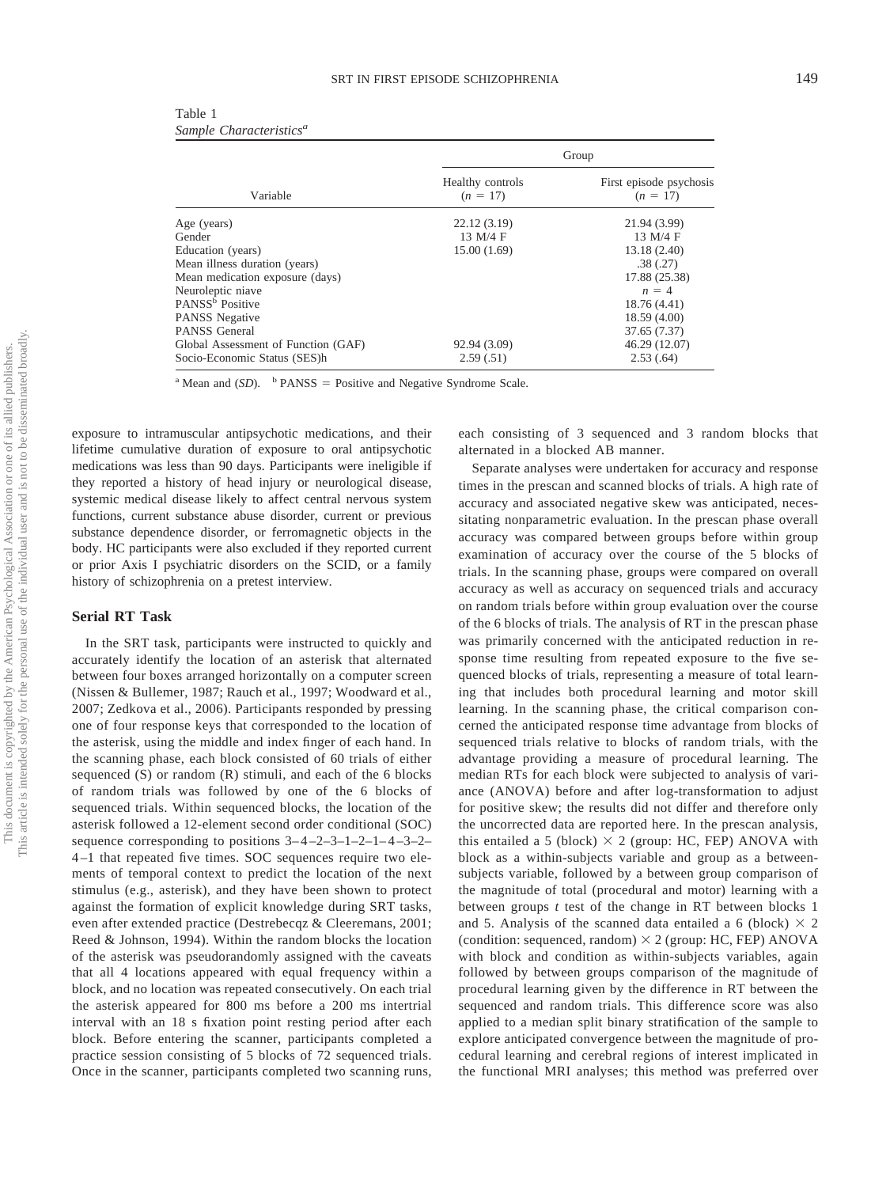Table 1
*Sample Characteristics*[a]

| Variable | Group | |
|---|---|---|
| | Healthy controls ($n = 17$) | First episode psychosis ($n = 17$) |
| Age (years) | 22.12 (3.19) | 21.94 (3.99) |
| Gender | 13 M/4 F | 13 M/4 F |
| Education (years) | 15.00 (1.69) | 13.18 (2.40) |
| Mean illness duration (years) | | .38 (.27) |
| Mean medication exposure (days) | | 17.88 (25.38) |
| Neuroleptic niave | | $n = 4$ |
| PANSS[b] Positive | | 18.76 (4.41) |
| PANSS Negative | | 18.59 (4.00) |
| PANSS General | | 37.65 (7.37) |
| Global Assessment of Function (GAF) | 92.94 (3.09) | 46.29 (12.07) |
| Socio-Economic Status (SES)h | 2.59 (.51) | 2.53 (.64) |

[a] Mean and (*SD*). [b] PANSS = Positive and Negative Syndrome Scale.

exposure to intramuscular antipsychotic medications, and their lifetime cumulative duration of exposure to oral antipsychotic medications was less than 90 days. Participants were ineligible if they reported a history of head injury or neurological disease, systemic medical disease likely to affect central nervous system functions, current substance abuse disorder, current or previous substance dependence disorder, or ferromagnetic objects in the body. HC participants were also excluded if they reported current or prior Axis I psychiatric disorders on the SCID, or a family history of schizophrenia on a pretest interview.

## Serial RT Task

In the SRT task, participants were instructed to quickly and accurately identify the location of an asterisk that alternated between four boxes arranged horizontally on a computer screen (Nissen & Bullemer, 1987; Rauch et al., 1997; Woodward et al., 2007; Zedkova et al., 2006). Participants responded by pressing one of four response keys that corresponded to the location of the asterisk, using the middle and index finger of each hand. In the scanning phase, each block consisted of 60 trials of either sequenced (S) or random (R) stimuli, and each of the 6 blocks of random trials was followed by one of the 6 blocks of sequenced trials. Within sequenced blocks, the location of the asterisk followed a 12-element second order conditional (SOC) sequence corresponding to positions 3–4–2–3–1–2–1–4–3–2–4–1 that repeated five times. SOC sequences require two elements of temporal context to predict the location of the next stimulus (e.g., asterisk), and they have been shown to protect against the formation of explicit knowledge during SRT tasks, even after extended practice (Destrebecqz & Cleeremans, 2001; Reed & Johnson, 1994). Within the random blocks the location of the asterisk was pseudorandomly assigned with the caveats that all 4 locations appeared with equal frequency within a block, and no location was repeated consecutively. On each trial the asterisk appeared for 800 ms before a 200 ms intertrial interval with an 18 s fixation point resting period after each block. Before entering the scanner, participants completed a practice session consisting of 5 blocks of 72 sequenced trials. Once in the scanner, participants completed two scanning runs, each consisting of 3 sequenced and 3 random blocks that alternated in a blocked AB manner.

Separate analyses were undertaken for accuracy and response times in the prescan and scanned blocks of trials. A high rate of accuracy and associated negative skew was anticipated, necessitating nonparametric evaluation. In the prescan phase overall accuracy was compared between groups before within group examination of accuracy over the course of the 5 blocks of trials. In the scanning phase, groups were compared on overall accuracy as well as accuracy on sequenced trials and accuracy on random trials before within group evaluation over the course of the 6 blocks of trials. The analysis of RT in the prescan phase was primarily concerned with the anticipated reduction in response time resulting from repeated exposure to the five sequenced blocks of trials, representing a measure of total learning that includes both procedural learning and motor skill learning. In the scanning phase, the critical comparison concerned the anticipated response time advantage from blocks of sequenced trials relative to blocks of random trials, with the advantage providing a measure of procedural learning. The median RTs for each block were subjected to analysis of variance (ANOVA) before and after log-transformation to adjust for positive skew; the results did not differ and therefore only the uncorrected data are reported here. In the prescan analysis, this entailed a 5 (block) $\times$ 2 (group: HC, FEP) ANOVA with block as a within-subjects variable and group as a between-subjects variable, followed by a between group comparison of the magnitude of total (procedural and motor) learning with a between groups *t* test of the change in RT between blocks 1 and 5. Analysis of the scanned data entailed a 6 (block) $\times$ 2 (condition: sequenced, random) $\times$ 2 (group: HC, FEP) ANOVA with block and condition as within-subjects variables, again followed by between groups comparison of the magnitude of procedural learning given by the difference in RT between the sequenced and random trials. This difference score was also applied to a median split binary stratification of the sample to explore anticipated convergence between the magnitude of procedural learning and cerebral regions of interest implicated in the functional MRI analyses; this method was preferred over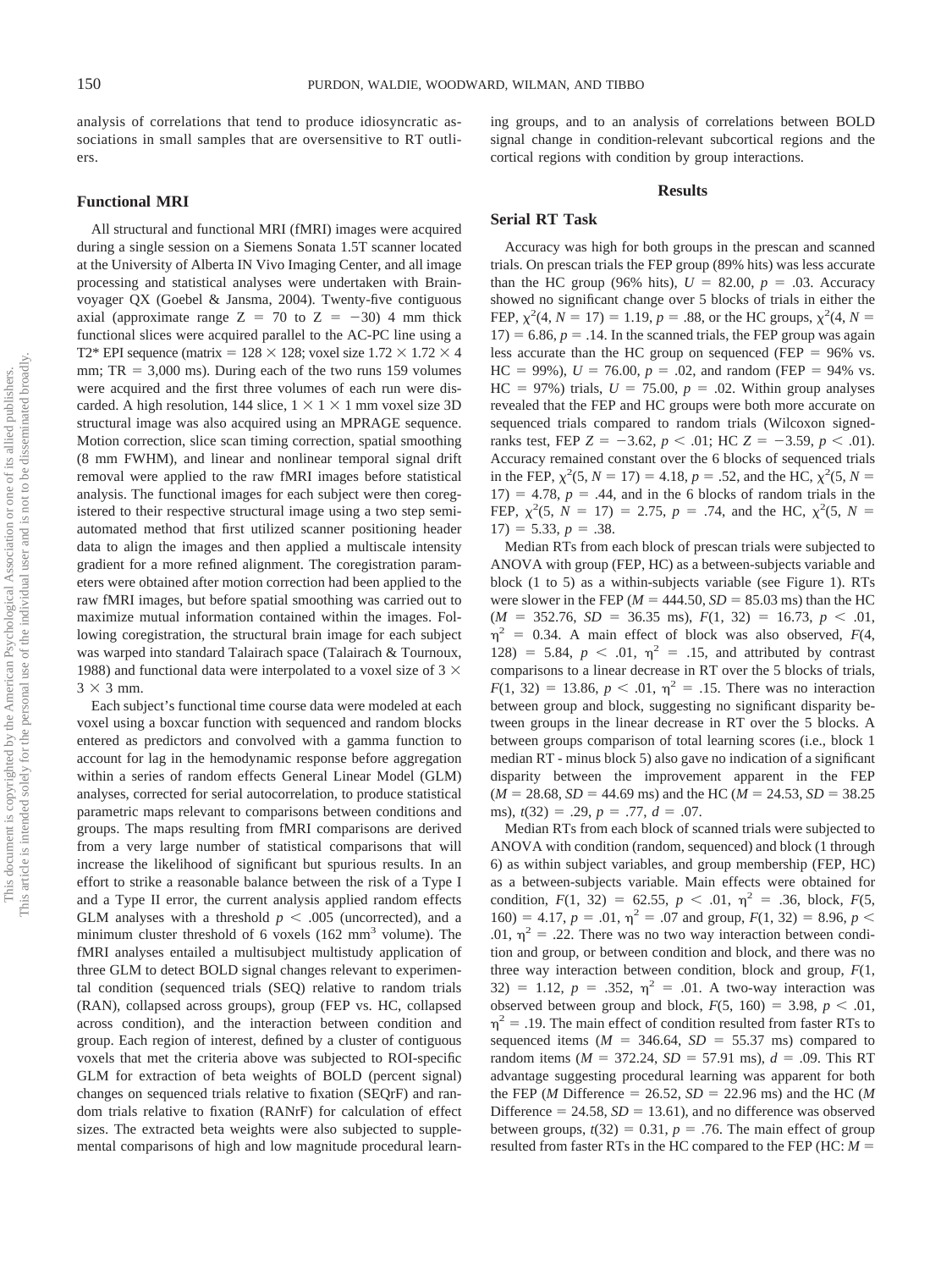analysis of correlations that tend to produce idiosyncratic associations in small samples that are oversensitive to RT outliers.

## Functional MRI

All structural and functional MRI (fMRI) images were acquired during a single session on a Siemens Sonata 1.5T scanner located at the University of Alberta IN Vivo Imaging Center, and all image processing and statistical analyses were undertaken with Brainvoyager QX (Goebel & Jansma, 2004). Twenty-five contiguous axial (approximate range $Z = 70$ to $Z = -30$) 4 mm thick functional slices were acquired parallel to the AC-PC line using a T2* EPI sequence (matrix $= 128 \times 128$; voxel size $1.72 \times 1.72 \times 4$ mm; TR $= 3{,}000$ ms). During each of the two runs 159 volumes were acquired and the first three volumes of each run were discarded. A high resolution, 144 slice, $1 \times 1 \times 1$ mm voxel size 3D structural image was also acquired using an MPRAGE sequence. Motion correction, slice scan timing correction, spatial smoothing (8 mm FWHM), and linear and nonlinear temporal signal drift removal were applied to the raw fMRI images before statistical analysis. The functional images for each subject were then coregistered to their respective structural image using a two step semi-automated method that first utilized scanner positioning header data to align the images and then applied a multiscale intensity gradient for a more refined alignment. The coregistration parameters were obtained after motion correction had been applied to the raw fMRI images, but before spatial smoothing was carried out to maximize mutual information contained within the images. Following coregistration, the structural brain image for each subject was warped into standard Talairach space (Talairach & Tournoux, 1988) and functional data were interpolated to a voxel size of $3 \times 3 \times 3$ mm.

Each subject's functional time course data were modeled at each voxel using a boxcar function with sequenced and random blocks entered as predictors and convolved with a gamma function to account for lag in the hemodynamic response before aggregation within a series of random effects General Linear Model (GLM) analyses, corrected for serial autocorrelation, to produce statistical parametric maps relevant to comparisons between conditions and groups. The maps resulting from fMRI comparisons are derived from a very large number of statistical comparisons that will increase the likelihood of significant but spurious results. In an effort to strike a reasonable balance between the risk of a Type I and a Type II error, the current analysis applied random effects GLM analyses with a threshold $p < .005$ (uncorrected), and a minimum cluster threshold of 6 voxels (162 mm$^3$ volume). The fMRI analyses entailed a multisubject multistudy application of three GLM to detect BOLD signal changes relevant to experimental condition (sequenced trials (SEQ) relative to random trials (RAN), collapsed across groups), group (FEP vs. HC, collapsed across condition), and the interaction between condition and group. Each region of interest, defined by a cluster of contiguous voxels that met the criteria above was subjected to ROI-specific GLM for extraction of beta weights of BOLD (percent signal) changes on sequenced trials relative to fixation (SEQrF) and random trials relative to fixation (RANrF) for calculation of effect sizes. The extracted beta weights were also subjected to supplemental comparisons of high and low magnitude procedural learning groups, and to an analysis of correlations between BOLD signal change in condition-relevant subcortical regions and the cortical regions with condition by group interactions.

# Results

## Serial RT Task

Accuracy was high for both groups in the prescan and scanned trials. On prescan trials the FEP group (89% hits) was less accurate than the HC group (96% hits), $U = 82.00$, $p = .03$. Accuracy showed no significant change over 5 blocks of trials in either the FEP, $\chi^2(4, N = 17) = 1.19$, $p = .88$, or the HC groups, $\chi^2(4, N = 17) = 6.86$, $p = .14$. In the scanned trials, the FEP group was again less accurate than the HC group on sequenced (FEP = 96% vs. HC = 99%), $U = 76.00$, $p = .02$, and random (FEP = 94% vs. HC = 97%) trials, $U = 75.00$, $p = .02$. Within group analyses revealed that the FEP and HC groups were both more accurate on sequenced trials compared to random trials (Wilcoxon signed-ranks test, FEP $Z = -3.62$, $p < .01$; HC $Z = -3.59$, $p < .01$). Accuracy remained constant over the 6 blocks of sequenced trials in the FEP, $\chi^2(5, N = 17) = 4.18$, $p = .52$, and the HC, $\chi^2(5, N = 17) = 4.78$, $p = .44$, and in the 6 blocks of random trials in the FEP, $\chi^2(5, N = 17) = 2.75$, $p = .74$, and the HC, $\chi^2(5, N = 17) = 5.33$, $p = .38$.

Median RTs from each block of prescan trials were subjected to ANOVA with group (FEP, HC) as a between-subjects variable and block (1 to 5) as a within-subjects variable (see Figure 1). RTs were slower in the FEP ($M = 444.50$, $SD = 85.03$ ms) than the HC ($M = 352.76$, $SD = 36.35$ ms), $F(1, 32) = 16.73$, $p < .01$, $\eta^2 = 0.34$. A main effect of block was also observed, $F(4, 128) = 5.84$, $p < .01$, $\eta^2 = .15$, and attributed by contrast comparisons to a linear decrease in RT over the 5 blocks of trials, $F(1, 32) = 13.86$, $p < .01$, $\eta^2 = .15$. There was no interaction between group and block, suggesting no significant disparity between groups in the linear decrease in RT over the 5 blocks. A between groups comparison of total learning scores (i.e., block 1 median RT - minus block 5) also gave no indication of a significant disparity between the improvement apparent in the FEP ($M = 28.68$, $SD = 44.69$ ms) and the HC ($M = 24.53$, $SD = 38.25$ ms), $t(32) = .29$, $p = .77$, $d = .07$.

Median RTs from each block of scanned trials were subjected to ANOVA with condition (random, sequenced) and block (1 through 6) as within subject variables, and group membership (FEP, HC) as a between-subjects variable. Main effects were observed for condition, $F(1, 32) = 62.55$, $p < .01$, $\eta^2 = .36$, block, $F(5, 160) = 4.17$, $p = .01$, $\eta^2 = .07$ and group, $F(1, 32) = 8.96$, $p < .01$, $\eta^2 = .22$. There was no two way interaction between condition and group, or between condition and block, and there was no three way interaction between condition, block and group, $F(1, 32) = 1.12$, $p = .352$, $\eta^2 = .01$. A two-way interaction was observed between group and block, $F(5, 160) = 3.98$, $p < .01$, $\eta^2 = .19$. The main effect of condition resulted from faster RTs to sequenced items ($M = 346.64$, $SD = 55.37$ ms) compared to random items ($M = 372.24$, $SD = 57.91$ ms), $d = .09$. This RT advantage suggesting procedural learning was apparent for both the FEP ($M$ Difference $= 26.52$, $SD = 22.96$ ms) and the HC ($M$ Difference $= 24.58$, $SD = 13.61$), and no difference was observed between groups, $t(32) = 0.31$, $p = .76$. The main effect of group resulted from faster RTs in the HC compared to the FEP (HC: $M =$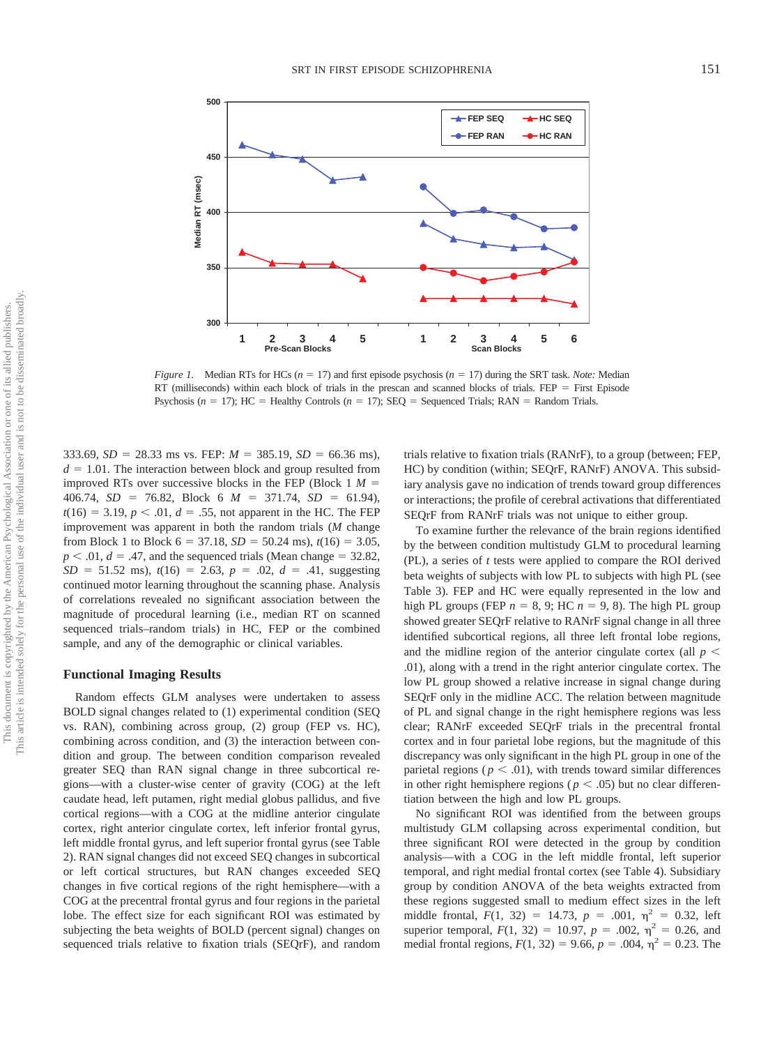*Figure 1.* Median RTs for HCs ($n = 17$) and first episode psychosis ($n = 17$) during the SRT task. *Note:* Median RT (milliseconds) within each block of trials in the prescan and scanned blocks of trials. FEP = First Episode Psychosis ($n = 17$); HC = Healthy Controls ($n = 17$); SEQ = Sequenced Trials; RAN = Random Trials.

333.69, $SD = 28.33$ ms vs. FEP: $M = 385.19$, $SD = 66.36$ ms), $d = 1.01$. The interaction between block and group resulted from improved RTs over successive blocks in the FEP (Block 1 $M = 406.74$, $SD = 76.82$, Block 6 $M = 371.74$, $SD = 61.94$), $t(16) = 3.19$, $p < .01$, $d = .55$, not apparent in the HC. The FEP improvement was apparent in both the random trials ($M$ change from Block 1 to Block 6 = 37.18, $SD = 50.24$ ms), $t(16) = 3.05$, $p < .01$, $d = .47$, and the sequenced trials (Mean change = 32.82, $SD = 51.52$ ms), $t(16) = 2.63$, $p = .02$, $d = .41$, suggesting continued motor learning throughout the scanning phase. Analysis of correlations revealed no significant association between the magnitude of procedural learning (i.e., median RT on scanned sequenced trials–random trials) in HC, FEP or the combined sample, and any of the demographic or clinical variables.

## Functional Imaging Results

Random effects GLM analyses were undertaken to assess BOLD signal changes related to (1) experimental condition (SEQ vs. RAN), combining across group, (2) group (FEP vs. HC), combining across condition, and (3) the interaction between condition and group. The between condition comparison revealed greater SEQ than RAN signal change in three subcortical regions—with a cluster-wise center of gravity (COG) at the left caudate head, left putamen, right medial globus pallidus, and five cortical regions—with a COG at the midline anterior cingulate cortex, right anterior cingulate cortex, left inferior frontal gyrus, left middle frontal gyrus, and left superior frontal gyrus (see Table 2). RAN signal changes did not exceed SEQ changes in subcortical or left cortical structures, but RAN changes exceeded SEQ changes in five cortical regions of the right hemisphere—with a COG at the precentral frontal gyrus and four regions in the parietal lobe. The effect size for each significant ROI was estimated by subjecting the beta weights of BOLD (percent signal) changes on sequenced trials relative to fixation trials (SEQrF), and random trials relative to fixation trials (RANrF), to a group (between; FEP, HC) by condition (within; SEQrF, RANrF) ANOVA. This subsidiary analysis gave no indication of trends toward group differences or interactions; the profile of cerebral activations that differentiated SEQrF from RANrF trials was not unique to either group.

To examine further the relevance of the brain regions identified by the between condition multistudy GLM to procedural learning (PL), a series of $t$ tests were applied to compare the ROI derived beta weights of subjects with low PL to subjects with high PL (see Table 3). FEP and HC were equally represented in the low and high PL groups (FEP $n = 8, 9$; HC $n = 9, 8$). The high PL group showed greater SEQrF relative to RANrF signal change in all three identified subcortical regions, all three left frontal lobe regions, and the midline region of the anterior cingulate cortex (all $p < .01$), along with a trend in the right anterior cingulate cortex. The low PL group showed a relative increase in signal change during SEQrF only in the midline ACC. The relation between magnitude of PL and signal change in the right hemisphere regions was less clear; RANrF exceeded SEQrF trials in the precentral frontal cortex and in four parietal lobe regions, but the magnitude of this discrepancy was only significant in the high PL group in one of the parietal regions ($p < .01$), with trends toward similar differences in other right hemisphere regions ($p < .05$) but no clear differentiation between the high and low PL groups.

No significant ROI was identified from the between groups multistudy GLM collapsing across experimental condition, but three significant ROI were detected in the group by condition analysis—with a COG in the left middle frontal, left superior temporal, and right medial frontal cortex (see Table 4). Subsidiary group by condition ANOVA of the beta weights extracted from these regions suggested small to medium effect sizes in the left middle frontal, $F(1, 32) = 14.73$, $p = .001$, $\eta^2 = 0.32$, left superior temporal, $F(1, 32) = 10.97$, $p = .002$, $\eta^2 = 0.26$, and medial frontal regions, $F(1, 32) = 9.66$, $p = .004$, $\eta^2 = 0.23$. The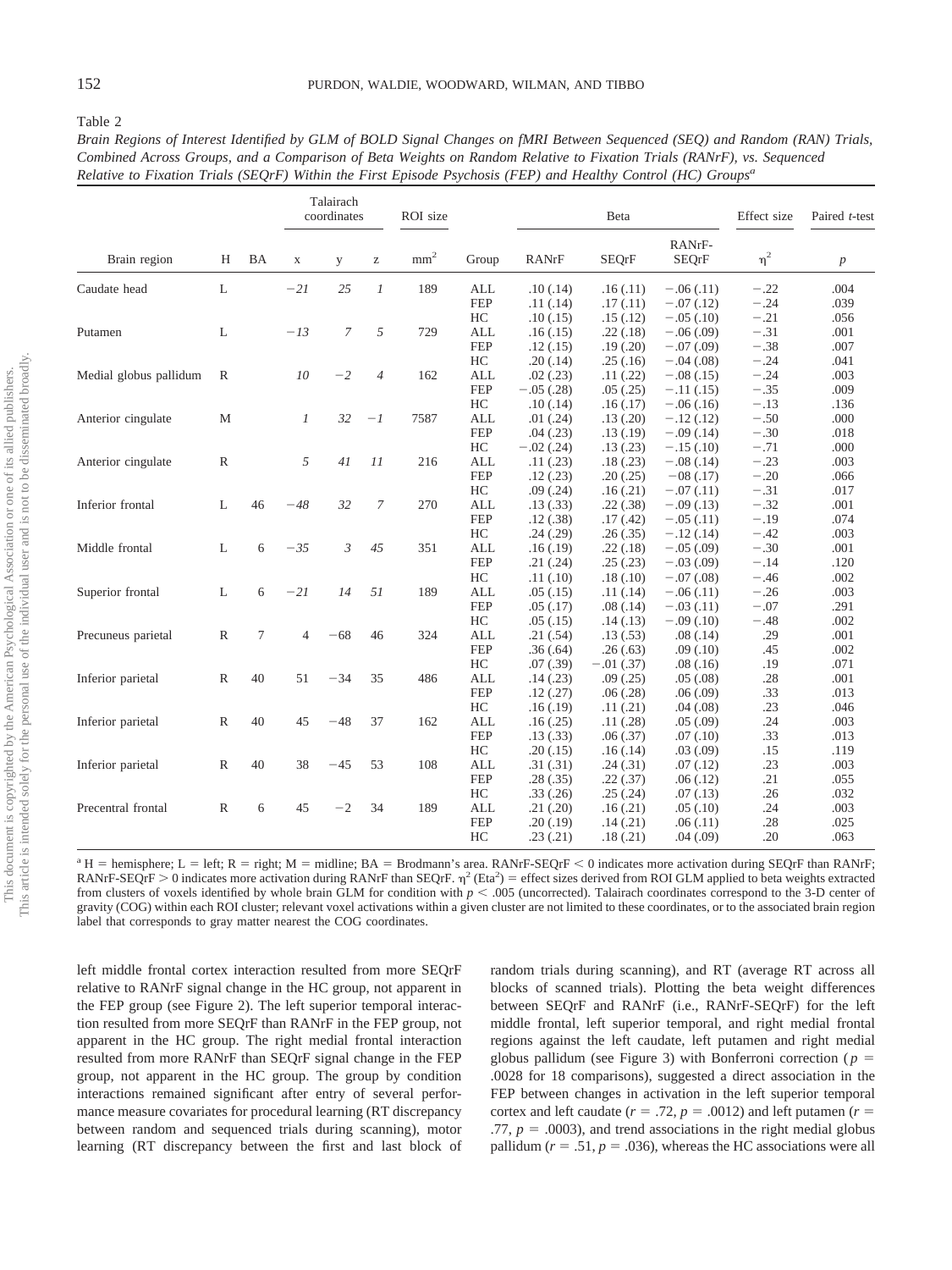Table 2

*Brain Regions of Interest Identified by GLM of BOLD Signal Changes on fMRI Between Sequenced (SEQ) and Random (RAN) Trials, Combined Across Groups, and a Comparison of Beta Weights on Random Relative to Fixation Trials (RANrF), vs. Sequenced Relative to Fixation Trials (SEQrF) Within the First Episode Psychosis (FEP) and Healthy Control (HC) Groups*[a]

| | | | Talairach coordinates | | | ROI size | | Beta | | | Effect size | Paired *t*-test |
|---|---|---|---|---|---|---|---|---|---|---|---|---|
| Brain region | H | BA | x | y | z | mm² | Group | RANrF | SEQrF | RANrF-SEQrF | $\eta^2$ | *p* |
| Caudate head | L | | *−21* | *25* | *1* | 189 | ALL | .10 (.14) | .16 (.11) | −.06 (.11) | −.22 | .004 |
| | | | | | | | FEP | .11 (.14) | .17 (.11) | −.07 (.12) | −.24 | .039 |
| | | | | | | | HC | .10 (.15) | .15 (.12) | −.05 (.10) | −.21 | .056 |
| Putamen | L | | *−13* | *7* | *5* | 729 | ALL | .16 (.15) | .22 (.18) | −.06 (.09) | −.31 | .001 |
| | | | | | | | FEP | .12 (.15) | .19 (.20) | −.07 (.09) | −.38 | .007 |
| | | | | | | | HC | .20 (.14) | .25 (.16) | −.04 (.08) | −.24 | .041 |
| Medial globus pallidum | R | | *10* | *−2* | *4* | 162 | ALL | .02 (.23) | .11 (.22) | −.08 (.15) | −.24 | .003 |
| | | | | | | | FEP | −.05 (.28) | .05 (.25) | −.11 (.15) | −.35 | .009 |
| | | | | | | | HC | .10 (.14) | .16 (.17) | −.06 (.16) | −.13 | .136 |
| Anterior cingulate | M | | *1* | *32* | *−1* | 7587 | ALL | .01 (.24) | .13 (.20) | −.12 (.12) | −.50 | .000 |
| | | | | | | | FEP | .04 (.23) | .13 (.19) | −.09 (.14) | −.30 | .018 |
| | | | | | | | HC | −.02 (.24) | .13 (.23) | −.15 (.10) | −.71 | .000 |
| Anterior cingulate | R | | *5* | *41* | *11* | 216 | ALL | .11 (.23) | .18 (.23) | −.08 (.14) | −.23 | .003 |
| | | | | | | | FEP | .12 (.23) | .20 (.25) | −08 (.17) | −.20 | .066 |
| | | | | | | | HC | .09 (.24) | .16 (.21) | −.07 (.11) | −.31 | .017 |
| Inferior frontal | L | 46 | *−48* | *32* | *7* | 270 | ALL | .13 (.33) | .22 (.38) | −.09 (.13) | −.32 | .001 |
| | | | | | | | FEP | .12 (.38) | .17 (.42) | −.05 (.11) | −.19 | .074 |
| | | | | | | | HC | .24 (.29) | .26 (.35) | −.12 (.14) | −.42 | .003 |
| Middle frontal | L | 6 | *−35* | *3* | *45* | 351 | ALL | .16 (.19) | .22 (.18) | −.05 (.09) | −.30 | .001 |
| | | | | | | | FEP | .21 (.24) | .25 (.23) | −.03 (.09) | −.14 | .120 |
| | | | | | | | HC | .11 (.10) | .18 (.10) | −.07 (.08) | −.46 | .002 |
| Superior frontal | L | 6 | *−21* | *14* | *51* | 189 | ALL | .05 (.15) | .11 (.14) | −.06 (.11) | −.26 | .003 |
| | | | | | | | FEP | .05 (.17) | .08 (.14) | −.03 (.11) | −.07 | .291 |
| | | | | | | | HC | .05 (.15) | .14 (.13) | −.09 (.10) | −.48 | .002 |
| Precuneus parietal | R | 7 | 4 | −68 | 46 | 324 | ALL | .21 (.54) | .13 (.53) | .08 (.14) | .29 | .001 |
| | | | | | | | FEP | .36 (.64) | .26 (.63) | .09 (.10) | .45 | .002 |
| | | | | | | | HC | .07 (.39) | −.01 (.37) | .08 (.16) | .19 | .071 |
| Inferior parietal | R | 40 | 51 | −34 | 35 | 486 | ALL | .14 (.23) | .09 (.25) | .05 (.08) | .28 | .001 |
| | | | | | | | FEP | .12 (.27) | .06 (.28) | .06 (.09) | .33 | .013 |
| | | | | | | | HC | .16 (.19) | .11 (.21) | .04 (.08) | .23 | .046 |
| Inferior parietal | R | 40 | 45 | −48 | 37 | 162 | ALL | .16 (.25) | .11 (.28) | .05 (.09) | .24 | .003 |
| | | | | | | | FEP | .13 (.33) | .06 (.37) | .07 (.10) | .33 | .013 |
| | | | | | | | HC | .20 (.15) | .16 (.14) | .03 (.09) | .15 | .119 |
| Inferior parietal | R | 40 | 38 | −45 | 53 | 108 | ALL | .31 (.31) | .24 (.31) | .07 (.12) | .23 | .003 |
| | | | | | | | FEP | .28 (.35) | .22 (.37) | .06 (.12) | .21 | .055 |
| | | | | | | | HC | .33 (.26) | .25 (.24) | .07 (.13) | .26 | .032 |
| Precentral frontal | R | 6 | 45 | −2 | 34 | 189 | ALL | .21 (.20) | .16 (.21) | .05 (.10) | .24 | .003 |
| | | | | | | | FEP | .20 (.19) | .14 (.21) | .06 (.11) | .28 | .025 |
| | | | | | | | HC | .23 (.21) | .18 (.21) | .04 (.09) | .20 | .063 |

[a] H = hemisphere; L = left; R = right; M = midline; BA = Brodmann's area. RANrF-SEQrF < 0 indicates more activation during SEQrF than RANrF; RANrF-SEQrF > 0 indicates more activation during RANrF than SEQrF. $\eta^2$ (Eta²) = effect sizes derived from ROI GLM applied to beta weights extracted from clusters of voxels identified by whole brain GLM for condition with $p < .005$ (uncorrected). Talairach coordinates correspond to the 3-D center of gravity (COG) within each ROI cluster; relevant voxel activations within a given cluster are not limited to these coordinates, or to the associated brain region label that corresponds to gray matter nearest the COG coordinates.

left middle frontal cortex interaction resulted from more SEQrF relative to RANrF signal change in the HC group, not apparent in the FEP group (see Figure 2). The left superior temporal interaction resulted from more SEQrF than RANrF in the FEP group, not apparent in the HC group. The right medial frontal interaction resulted from more RANrF than SEQrF signal change in the FEP group, not apparent in the HC group. The group by condition interactions remained significant after entry of several performance measure covariates for procedural learning (RT discrepancy between random and sequenced trials during scanning), motor learning (RT discrepancy between the first and last block of random trials during scanning), and RT (average RT across all blocks of scanned trials). Plotting the beta weight differences between SEQrF and RANrF (i.e., RANrF-SEQrF) for the left middle frontal, left superior temporal, and right medial frontal regions against the left caudate, left putamen and right medial globus pallidum (see Figure 3) with Bonferroni correction ($p = .0028$ for 18 comparisons), suggested a direct association in the FEP between changes in activation in the left superior temporal cortex and left caudate ($r = .72$, $p = .0012$) and left putamen ($r = .77$, $p = .0003$), and trend associations in the right medial globus pallidum ($r = .51$, $p = .036$), whereas the HC associations were all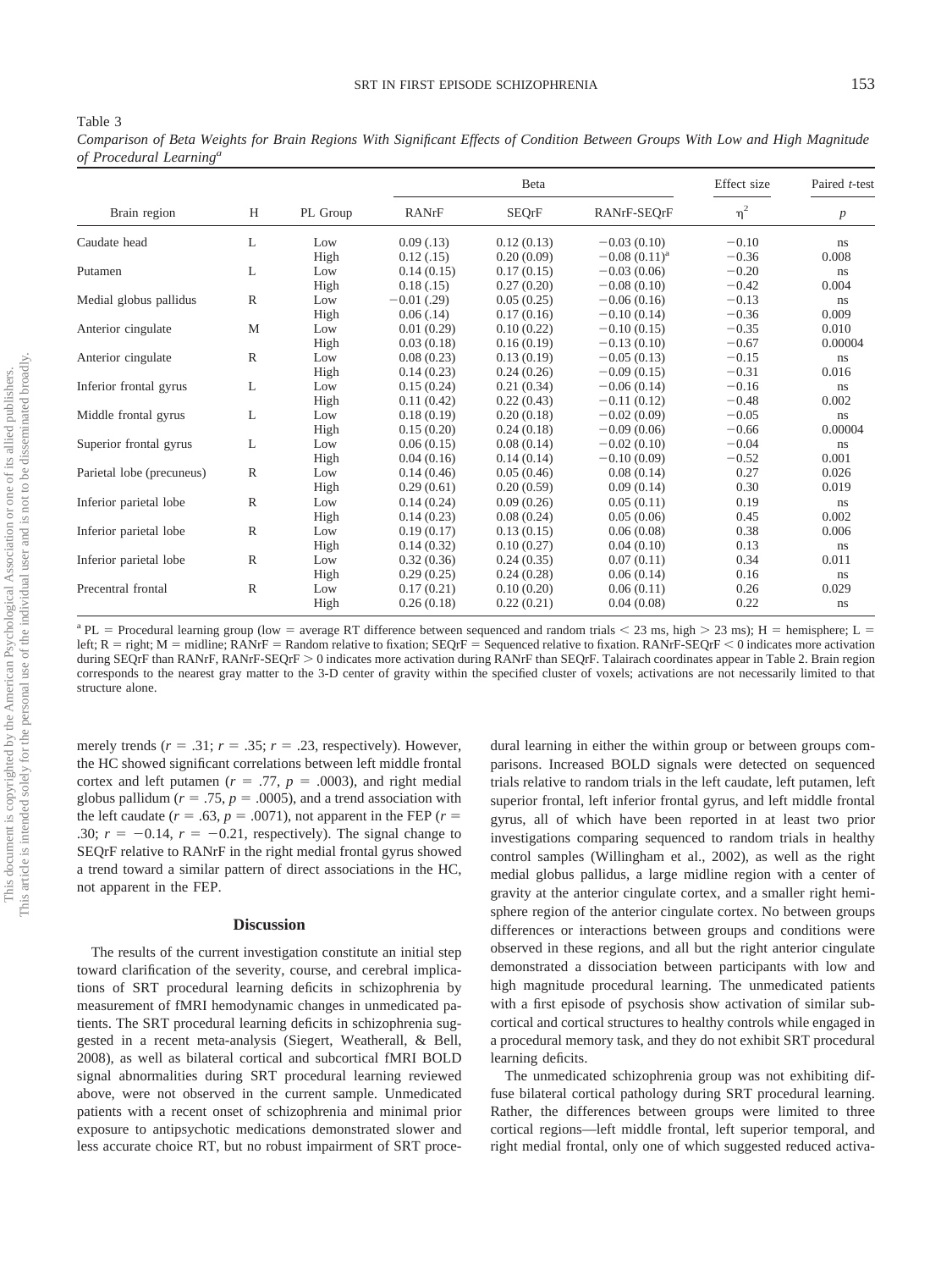Table 3
*Comparison of Beta Weights for Brain Regions With Significant Effects of Condition Between Groups With Low and High Magnitude of Procedural Learning*[a]

| Brain region | H | PL Group | Beta | | | Effect size | Paired *t*-test |
|---|---|---|---|---|---|---|---|
| | | | RANrF | SEQrF | RANrF-SEQrF | $\eta^2$ | *p* |
| Caudate head | L | Low | 0.09 (.13) | 0.12 (0.13) | −0.03 (0.10) | −0.10 | ns |
| | | High | 0.12 (.15) | 0.20 (0.09) | −0.08 (0.11)[a] | −0.36 | 0.008 |
| Putamen | L | Low | 0.14 (0.15) | 0.17 (0.15) | −0.03 (0.06) | −0.20 | ns |
| | | High | 0.18 (.15) | 0.27 (0.20) | −0.08 (0.10) | −0.42 | 0.004 |
| Medial globus pallidus | R | Low | −0.01 (.29) | 0.05 (0.25) | −0.06 (0.16) | −0.13 | ns |
| | | High | 0.06 (.14) | 0.17 (0.16) | −0.10 (0.14) | −0.36 | 0.009 |
| Anterior cingulate | M | Low | 0.01 (0.29) | 0.10 (0.22) | −0.10 (0.15) | −0.35 | 0.010 |
| | | High | 0.03 (0.18) | 0.16 (0.19) | −0.13 (0.10) | −0.67 | 0.00004 |
| Anterior cingulate | R | Low | 0.08 (0.23) | 0.13 (0.19) | −0.05 (0.13) | −0.15 | ns |
| | | High | 0.14 (0.23) | 0.24 (0.26) | −0.09 (0.15) | −0.31 | 0.016 |
| Inferior frontal gyrus | L | Low | 0.15 (0.24) | 0.21 (0.34) | −0.06 (0.14) | −0.16 | ns |
| | | High | 0.11 (0.42) | 0.22 (0.43) | −0.11 (0.12) | −0.48 | 0.002 |
| Middle frontal gyrus | L | Low | 0.18 (0.19) | 0.20 (0.18) | −0.02 (0.09) | −0.05 | ns |
| | | High | 0.15 (0.20) | 0.24 (0.18) | −0.09 (0.06) | −0.66 | 0.00004 |
| Superior frontal gyrus | L | Low | 0.06 (0.15) | 0.08 (0.14) | −0.02 (0.10) | −0.04 | ns |
| | | High | 0.04 (0.16) | 0.14 (0.14) | −0.10 (0.09) | −0.52 | 0.001 |
| Parietal lobe (precuneus) | R | Low | 0.14 (0.46) | 0.05 (0.46) | 0.08 (0.14) | 0.27 | 0.026 |
| | | High | 0.29 (0.61) | 0.20 (0.59) | 0.09 (0.14) | 0.30 | 0.019 |
| Inferior parietal lobe | R | Low | 0.14 (0.24) | 0.09 (0.26) | 0.05 (0.11) | 0.19 | ns |
| | | High | 0.14 (0.23) | 0.08 (0.24) | 0.05 (0.06) | 0.45 | 0.002 |
| Inferior parietal lobe | R | Low | 0.19 (0.17) | 0.13 (0.15) | 0.06 (0.08) | 0.38 | 0.006 |
| | | High | 0.14 (0.32) | 0.10 (0.27) | 0.04 (0.10) | 0.13 | ns |
| Inferior parietal lobe | R | Low | 0.32 (0.36) | 0.24 (0.35) | 0.07 (0.11) | 0.34 | 0.011 |
| | | High | 0.29 (0.25) | 0.24 (0.28) | 0.06 (0.14) | 0.16 | ns |
| Precentral frontal | R | Low | 0.17 (0.21) | 0.10 (0.20) | 0.06 (0.11) | 0.26 | 0.029 |
| | | High | 0.26 (0.18) | 0.22 (0.21) | 0.04 (0.08) | 0.22 | ns |

[a] PL = Procedural learning group (low = average RT difference between sequenced and random trials < 23 ms, high > 23 ms); H = hemisphere; L = left; R = right; M = midline; RANrF = Random relative to fixation; SEQrF = Sequenced relative to fixation. RANrF-SEQrF < 0 indicates more activation during SEQrF than RANrF, RANrF-SEQrF > 0 indicates more activation during RANrF than SEQrF. Talairach coordinates appear in Table 2. Brain region corresponds to the nearest gray matter to the 3-D center of gravity within the specified cluster of voxels; activations are not necessarily limited to that structure alone.

merely trends ($r = .31$; $r = .35$; $r = .23$, respectively). However, the HC showed significant correlations between left middle frontal cortex and left putamen ($r = .77$, $p = .0003$), and right medial globus pallidus ($r = .75$, $p = .0005$), and a trend association with the left caudate ($r = .63$, $p = .0071$), not apparent in the FEP ($r = .30$; $r = -0.14$, $r = -0.21$, respectively). The signal change to SEQrF relative to RANrF in the right medial frontal gyrus showed a trend toward a similar pattern of direct associations in the HC, not apparent in the FEP.

## Discussion

The results of the current investigation constitute an initial step toward clarification of the severity, course, and cerebral implications of SRT procedural learning deficits in schizophrenia by measurement of fMRI hemodynamic changes in unmedicated patients. The SRT procedural learning deficits in schizophrenia suggested in a recent meta-analysis (Siegert, Weatherall, & Bell, 2008), as well as bilateral cortical and subcortical fMRI BOLD signal abnormalities during SRT procedural learning reviewed above, were not observed in the current sample. Unmedicated patients with a recent onset of schizophrenia and minimal prior exposure to antipsychotic medications demonstrated slower and less accurate choice RT, but no robust impairment of SRT procedural learning in either the within group or between groups comparisons. Increased BOLD signals were detected on sequenced trials relative to random trials in the left caudate, left putamen, left superior frontal, left inferior frontal gyrus, and left middle frontal gyrus, all of which have been reported in at least two prior investigations comparing sequenced to random trials in healthy control samples (Willingham et al., 2002), as well as the right medial globus pallidus, a large midline region with a center of gravity at the anterior cingulate cortex, and a smaller right hemisphere region of the anterior cingulate cortex. No between groups differences or interactions between groups and conditions were observed in these regions, and all but the right anterior cingulate demonstrated a dissociation between participants with low and high magnitude procedural learning. The unmedicated patients with a first episode of psychosis show activation of similar subcortical and cortical structures to healthy controls while engaged in a procedural memory task, and they do not exhibit SRT procedural learning deficits.

The unmedicated schizophrenia group was not exhibiting diffuse bilateral cortical pathology during SRT procedural learning. Rather, the differences between groups were limited to three cortical regions—left middle frontal, left superior temporal, and right medial frontal, only one of which suggested reduced activa-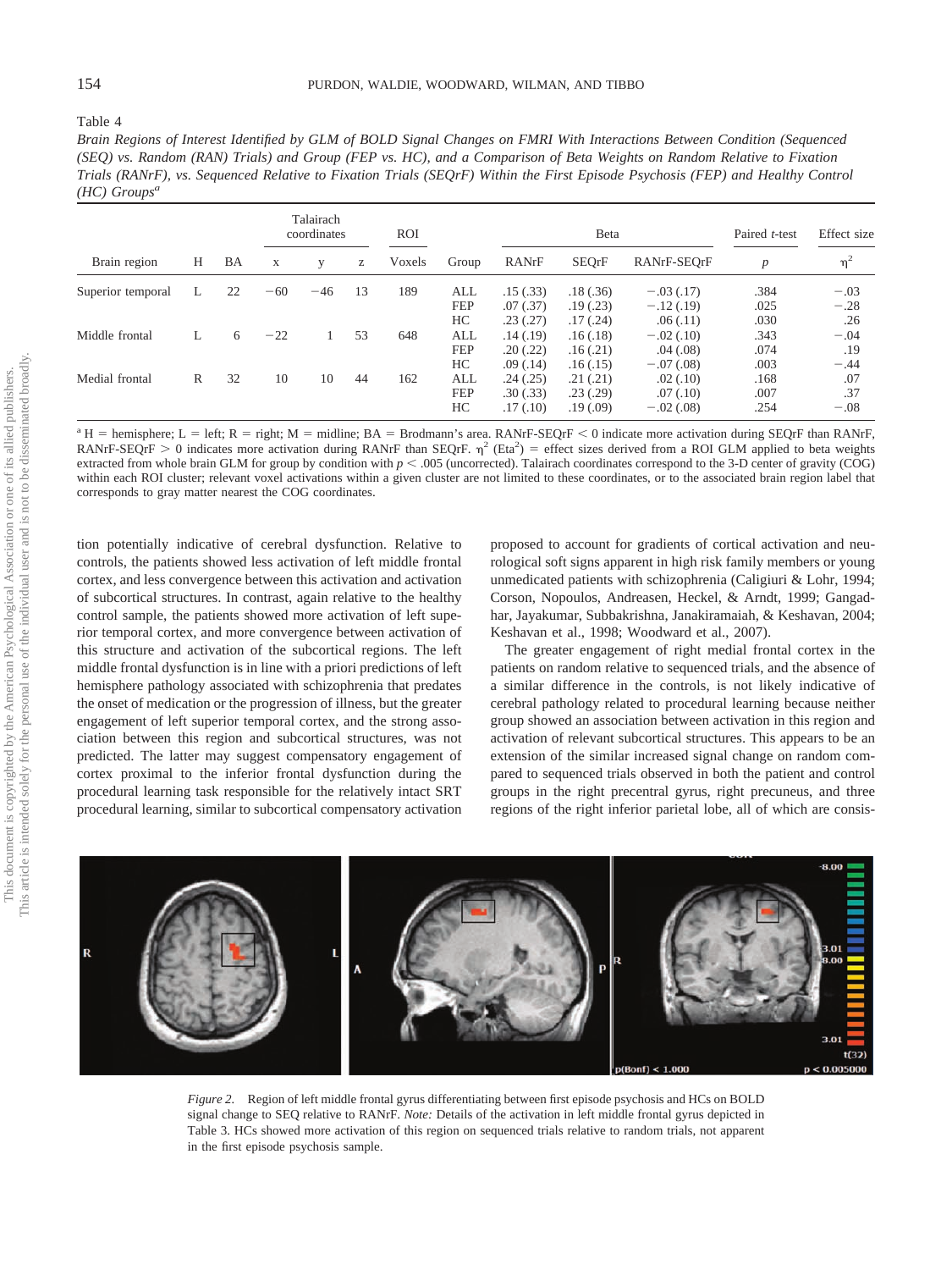Table 4

*Brain Regions of Interest Identified by GLM of BOLD Signal Changes on FMRI With Interactions Between Condition (Sequenced (SEQ) vs. Random (RAN) Trials) and Group (FEP vs. HC), and a Comparison of Beta Weights on Random Relative to Fixation Trials (RANrF), vs. Sequenced Relative to Fixation Trials (SEQrF) Within the First Episode Psychosis (FEP) and Healthy Control (HC) Groups*[a]

| | | | Talairach coordinates | | | ROI | | Beta | | | Paired *t*-test | Effect size |
|---|---|---|---|---|---|---|---|---|---|---|---|---|
| Brain region | H | BA | x | y | z | Voxels | Group | RANrF | SEQrF | RANrF-SEQrF | *p* | $\eta^2$ |
| Superior temporal | L | 22 | −60 | −46 | 13 | 189 | ALL | .15 (.33) | .18 (.36) | −.03 (.17) | .384 | −.03 |
| | | | | | | | FEP | .07 (.37) | .19 (.23) | −.12 (.19) | .025 | −.28 |
| | | | | | | | HC | .23 (.27) | .17 (.24) | .06 (.11) | .030 | .26 |
| Middle frontal | L | 6 | −22 | 1 | 53 | 648 | ALL | .14 (.19) | .16 (.18) | −.02 (.10) | .343 | −.04 |
| | | | | | | | FEP | .20 (.22) | .16 (.21) | .04 (.08) | .074 | .19 |
| | | | | | | | HC | .09 (.14) | .16 (.15) | −.07 (.08) | .003 | −.44 |
| Medial frontal | R | 32 | 10 | 10 | 44 | 162 | ALL | .24 (.25) | .21 (.21) | .02 (.10) | .168 | .07 |
| | | | | | | | FEP | .30 (.33) | .23 (.29) | .07 (.10) | .007 | .37 |
| | | | | | | | HC | .17 (.10) | .19 (.09) | −.02 (.08) | .254 | −.08 |

[a] H = hemisphere; L = left; R = right; M = midline; BA = Brodmann's area. RANrF-SEQrF < 0 indicate more activation during SEQrF than RANrF, RANrF-SEQrF > 0 indicates more activation during RANrF than SEQrF. $\eta^2$ (Eta$^2$) = effect sizes derived from a ROI GLM applied to beta weights extracted from whole brain GLM for group by condition with $p < .005$ (uncorrected). Talairach coordinates correspond to the 3-D center of gravity (COG) within each ROI cluster; relevant voxel activations within a given cluster are not limited to these coordinates, or to the associated brain region label that corresponds to gray matter nearest the COG coordinates.

tion potentially indicative of cerebral dysfunction. Relative to controls, the patients showed less activation of left middle frontal cortex, and less convergence between this activation and activation of subcortical structures. In contrast, again relative to the healthy control sample, the patients showed more activation of left superior temporal cortex, and more convergence between activation of this structure and activation of the subcortical regions. The left middle frontal dysfunction is in line with a priori predictions of left hemisphere pathology associated with schizophrenia that predates the onset of medication or the progression of illness, but the greater engagement of left superior temporal cortex, and the strong association between this region and subcortical structures, was not predicted. The latter may suggest compensatory engagement of cortex proximal to the inferior frontal dysfunction during the procedural learning task responsible for the relatively intact SRT procedural learning, similar to subcortical compensatory activation proposed to account for gradients of cortical activation and neurological soft signs apparent in high risk family members or young unmedicated patients with schizophrenia (Caligiuri & Lohr, 1994; Corson, Nopoulos, Andreasen, Heckel, & Arndt, 1999; Gangadhar, Jayakumar, Subbakrishna, Janakiramaiah, & Keshavan, 2004; Keshavan et al., 1998; Woodward et al., 2007).

The greater engagement of right medial frontal cortex in the patients on random relative to sequenced trials, and the absence of a similar difference in the controls, is not likely indicative of cerebral pathology related to procedural learning because neither group showed an association between activation in this region and activation of relevant subcortical structures. This appears to be an extension of the similar increased signal change on random compared to sequenced trials observed in both the patient and control groups in the right precentral gyrus, right precuneus, and three regions of the right inferior parietal lobe, all of which are consis-

*Figure 2.* Region of left middle frontal gyrus differentiating between first episode psychosis and HCs on BOLD signal change to SEQ relative to RANrF. *Note:* Details of the activation in left middle frontal gyrus depicted in Table 3. HCs showed more activation of this region on sequenced trials relative to random trials, not apparent in the first episode psychosis sample.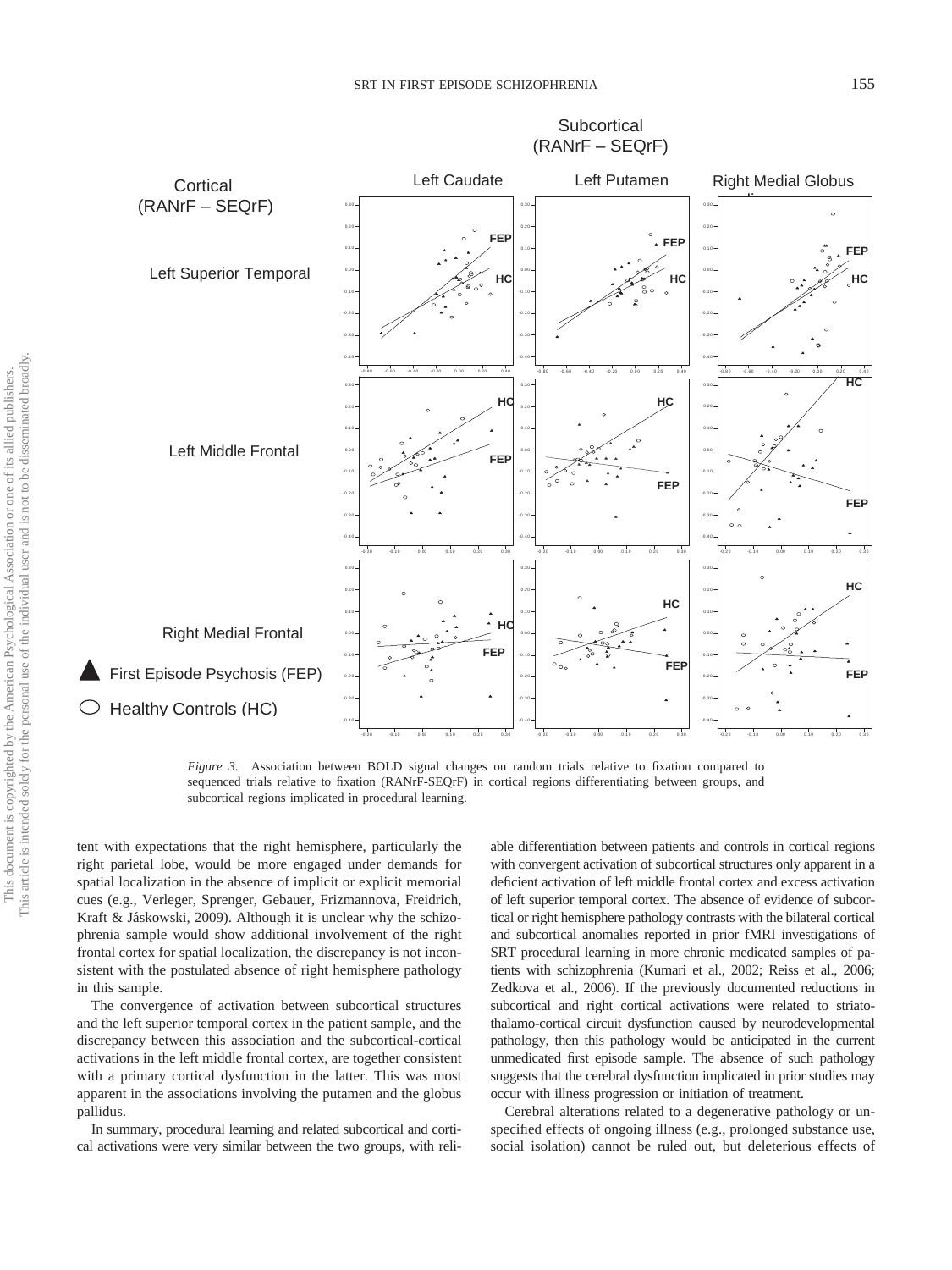*Figure 3.* Association between BOLD signal changes on random trials relative to fixation compared to sequenced trials relative to fixation (RANrF-SEQrF) in cortical regions differentiating between groups, and subcortical regions implicated in procedural learning.

tent with expectations that the right hemisphere, particularly the right parietal lobe, would be more engaged under demands for spatial localization in the absence of implicit or explicit memorial cues (e.g., Verleger, Sprenger, Gebauer, Frizmannova, Freidrich, Kraft & Jáskowski, 2009). Although it is unclear why the schizophrenia sample would show additional involvement of the right frontal cortex for spatial localization, the discrepancy is not inconsistent with the postulated absence of right hemisphere pathology in this sample.

The convergence of activation between subcortical structures and the left superior temporal cortex in the patient sample, and the discrepancy between this association and the subcortical-cortical activations in the left middle frontal cortex, are together consistent with a primary cortical dysfunction in the latter. This was most apparent in the associations involving the putamen and the globus pallidus.

In summary, procedural learning and related subcortical and cortical activations were very similar between the two groups, with reliable differentiation between patients and controls in cortical regions with convergent activation of subcortical structures only apparent in a deficient activation of left middle frontal cortex and excess activation of left superior temporal cortex. The absence of evidence of subcortical or right hemisphere pathology contrasts with the bilateral cortical and subcortical anomalies reported in prior fMRI investigations of SRT procedural learning in more chronic medicated samples of patients with schizophrenia (Kumari et al., 2002; Reiss et al., 2006; Zedkova et al., 2006). If the previously documented reductions in subcortical and right cortical activations were related to striato-thalamo-cortical circuit dysfunction caused by neurodevelopmental pathology, then this pathology would be anticipated in the current unmedicated first episode sample. The absence of such pathology suggests that the cerebral dysfunction implicated in prior studies may occur with illness progression or initiation of treatment.

Cerebral alterations related to a degenerative pathology or unspecified effects of ongoing illness (e.g., prolonged substance use, social isolation) cannot be ruled out, but deleterious effects of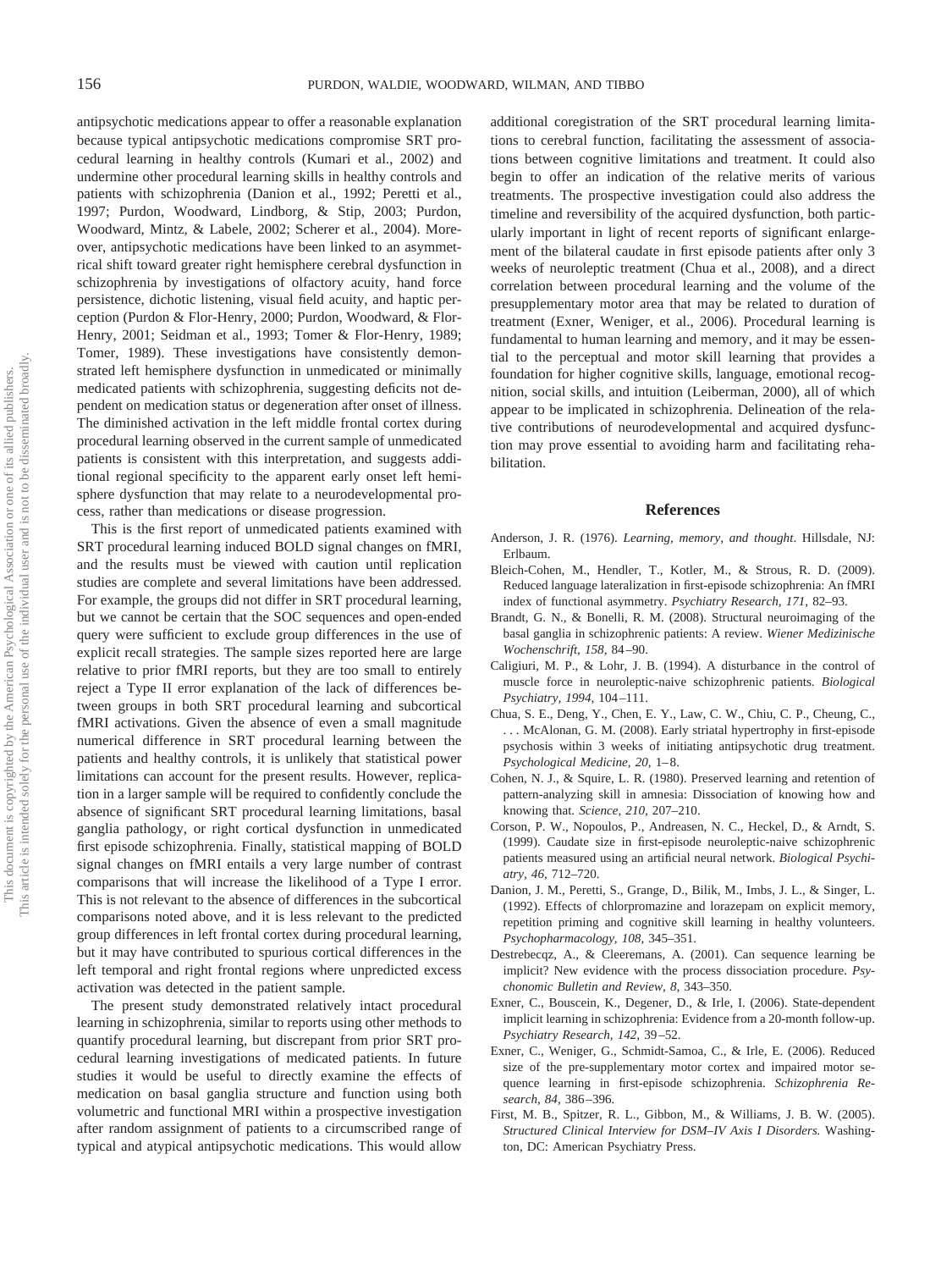antipsychotic medications appear to offer a reasonable explanation because typical antipsychotic medications compromise SRT procedural learning in healthy controls (Kumari et al., 2002) and undermine other procedural learning skills in healthy controls and patients with schizophrenia (Danion et al., 1992; Peretti et al., 1997; Purdon, Woodward, Lindborg, & Stip, 2003; Purdon, Woodward, Mintz, & Labele, 2002; Scherer et al., 2004). Moreover, antipsychotic medications have been linked to an asymmetrical shift toward greater right hemisphere cerebral dysfunction in schizophrenia by investigations of olfactory acuity, hand force persistence, dichotic listening, visual field acuity, and haptic perception (Purdon & Flor-Henry, 2000; Purdon, Woodward, & Flor-Henry, 2001; Seidman et al., 1993; Tomer & Flor-Henry, 1989; Tomer, 1989). These investigations have consistently demonstrated left hemisphere dysfunction in unmedicated or minimally medicated patients with schizophrenia, suggesting deficits not dependent on medication status or degeneration after onset of illness. The diminished activation in the left middle frontal cortex during procedural learning observed in the current sample of unmedicated patients is consistent with this interpretation, and suggests additional regional specificity to the apparent early onset left hemisphere dysfunction that may relate to a neurodevelopmental process, rather than medications or disease progression.

This is the first report of unmedicated patients examined with SRT procedural learning induced BOLD signal changes on fMRI, and the results must be viewed with caution until replication studies are complete and several limitations have been addressed. For example, the groups did not differ in SRT procedural learning, but we cannot be certain that the SOC sequences and open-ended query were sufficient to exclude group differences in the use of explicit recall strategies. The sample sizes reported here are large relative to prior fMRI reports, but they are too small to entirely reject a Type II error explanation of the lack of differences between groups in both SRT procedural learning and subcortical fMRI activations. Given the absence of even a small magnitude numerical difference in SRT procedural learning between the patients and healthy controls, it is unlikely that statistical power limitations can account for the present results. However, replication in a larger sample will be required to confidently conclude the absence of significant SRT procedural learning limitations, basal ganglia pathology, or right cortical dysfunction in unmedicated first episode schizophrenia. Finally, statistical mapping of BOLD signal changes on fMRI entails a very large number of contrast comparisons that will increase the likelihood of a Type I error. This is not relevant to the absence of differences in the subcortical comparisons noted above, and it is less relevant to the predicted group differences in left frontal cortex during procedural learning, but it may have contributed to spurious cortical differences in the left temporal and right frontal regions where unpredicted excess activation was detected in the patient sample.

The present study demonstrated relatively intact procedural learning in schizophrenia, similar to reports using other methods to quantify procedural learning, but discrepant from prior SRT procedural learning investigations of medicated patients. In future studies it would be useful to directly examine the effects of medication on basal ganglia structure and function using both volumetric and functional MRI within a prospective investigation after random assignment of patients to a circumscribed range of typical and atypical antipsychotic medications. This would allow additional coregistration of the SRT procedural learning limitations to cerebral function, facilitating the assessment of associations between cognitive limitations and treatment. It could also begin to offer an indication of the relative merits of various treatments. The prospective investigation could also address the timeline and reversibility of the acquired dysfunction, both particularly important in light of recent reports of significant enlargement of the bilateral caudate in first episode patients after only 3 weeks of neuroleptic treatment (Chua et al., 2008), and a direct correlation between procedural learning and the volume of the presupplementary motor area that may be related to duration of treatment (Exner, Weniger, et al., 2006). Procedural learning is fundamental to human learning and memory, and it may be essential to the perceptual and motor skill learning that provides a foundation for higher cognitive skills, language, emotional recognition, social skills, and intuition (Leiberman, 2000), all of which appear to be implicated in schizophrenia. Delineation of the relative contributions of neurodevelopmental and acquired dysfunction may prove essential to avoiding harm and facilitating rehabilitation.

## References

Anderson, J. R. (1976). *Learning, memory, and thought*. Hillsdale, NJ: Erlbaum.

Bleich-Cohen, M., Hendler, T., Kotler, M., & Strous, R. D. (2009). Reduced language lateralization in first-episode schizophrenia: An fMRI index of functional asymmetry. *Psychiatry Research, 171,* 82–93.

Brandt, G. N., & Bonelli, R. M. (2008). Structural neuroimaging of the basal ganglia in schizophrenic patients: A review. *Wiener Medizinische Wochenschrift, 158,* 84–90.

Caligiuri, M. P., & Lohr, J. B. (1994). A disturbance in the control of muscle force in neuroleptic-naive schizophrenic patients. *Biological Psychiatry, 1994,* 104–111.

Chua, S. E., Deng, Y., Chen, E. Y., Law, C. W., Chiu, C. P., Cheung, C., . . . McAlonan, G. M. (2008). Early striatal hypertrophy in first-episode psychosis within 3 weeks of initiating antipsychotic drug treatment. *Psychological Medicine, 20,* 1–8.

Cohen, N. J., & Squire, L. R. (1980). Preserved learning and retention of pattern-analyzing skill in amnesia: Dissociation of knowing how and knowing that. *Science, 210,* 207–210.

Corson, P. W., Nopoulos, P., Andreasen, N. C., Heckel, D., & Arndt, S. (1999). Caudate size in first-episode neuroleptic-naive schizophrenic patients measured using an artificial neural network. *Biological Psychiatry, 46,* 712–720.

Danion, J. M., Peretti, S., Grange, D., Bilik, M., Imbs, J. L., & Singer, L. (1992). Effects of chlorpromazine and lorazepam on explicit memory, repetition priming and cognitive skill learning in healthy volunteers. *Psychopharmacology, 108,* 345–351.

Destrebecqz, A., & Cleeremans, A. (2001). Can sequence learning be implicit? New evidence with the process dissociation procedure. *Psychonomic Bulletin and Review, 8,* 343–350.

Exner, C., Bouscein, K., Degener, D., & Irle, I. (2006). State-dependent implicit learning in schizophrenia: Evidence from a 20-month follow-up. *Psychiatry Research, 142,* 39–52.

Exner, C., Weniger, G., Schmidt-Samoa, C., & Irle, E. (2006). Reduced size of the pre-supplementary motor cortex and impaired motor sequence learning in first-episode schizophrenia. *Schizophrenia Research, 84,* 386–396.

First, M. B., Spitzer, R. L., Gibbon, M., & Williams, J. B. W. (2005). *Structured Clinical Interview for DSM–IV Axis I Disorders.* Washington, DC: American Psychiatry Press.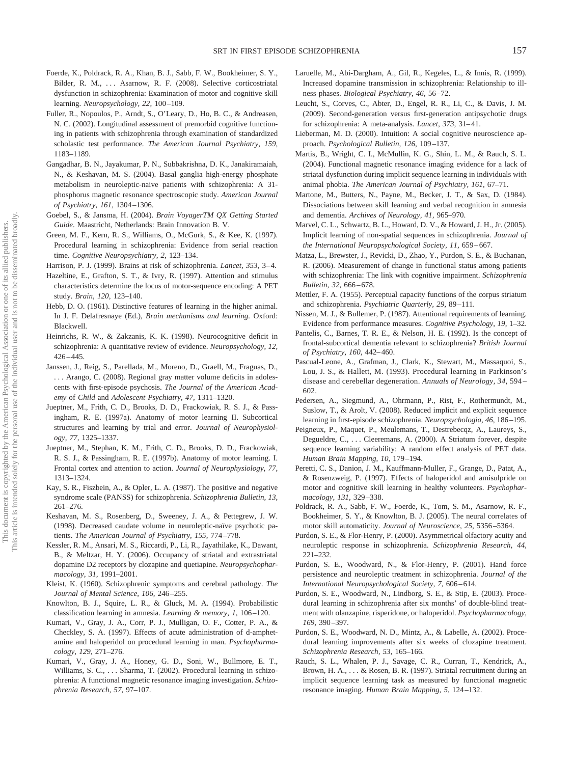Foerde, K., Poldrack, R. A., Khan, B. J., Sabb, F. W., Bookheimer, S. Y., Bilder, R. M., . . . Asarnow, R. F. (2008). Selective corticostriatal dysfunction in schizophrenia: Examination of motor and cognitive skill learning. *Neuropsychology, 22,* 100–109.

Fuller, R., Nopoulos, P., Arndt, S., O'Leary, D., Ho, B. C., & Andreasen, N. C. (2002). Longitudinal assessment of premorbid cognitive functioning in patients with schizophrenia through examination of standardized scholastic test performance. *The American Journal Psychiatry, 159,* 1183–1189.

Gangadhar, B. N., Jayakumar, P. N., Subbakrishna, D. K., Janakiramaiah, N., & Keshavan, M. S. (2004). Basal ganglia high-energy phosphate metabolism in neuroleptic-naive patients with schizophrenia: A 31-phosphorus magnetic resonance spectroscopic study. *American Journal of Psychiatry, 161,* 1304–1306.

Goebel, S., & Jansma, H. (2004). *Brain VoyagerTM QX Getting Started Guide*. Maastricht, Netherlands: Brain Innovation B. V.

Green, M. F., Kern, R. S., Williams, O., McGurk, S., & Kee, K. (1997). Procedural learning in schizophrenia: Evidence from serial reaction time. *Cognitive Neuropsychiatry, 2,* 123–134.

Harrison, P. J. (1999). Brains at risk of schizophrenia. *Lancet, 353,* 3–4.

Hazeltine, E., Grafton, S. T., & Ivry, R. (1997). Attention and stimulus characteristics determine the locus of motor-sequence encoding: A PET study. *Brain, 120,* 123–140.

Hebb, D. O. (1961). Distinctive features of learning in the higher animal. In J. F. Delafresnaye (Ed.), *Brain mechanisms and learning*. Oxford: Blackwell.

Heinrichs, R. W., & Zakzanis, K. K. (1998). Neurocognitive deficit in schizophrenia: A quantitative review of evidence. *Neuropsychology, 12,* 426–445.

Janssen, J., Reig, S., Parellada, M., Moreno, D., Graell, M., Fraguas, D., . . . Arango, C. (2008). Regional gray matter volume deficits in adolescents with first-episode psychosis. *The Journal of the American Academy* of *Child* and *Adolescent Psychiatry, 47,* 1311–1320.

Jueptner, M., Frith, C. D., Brooks, D. D., Frackowiak, R. S. J., & Passingham, R. E. (1997a). Anatomy of motor learning II. Subcortical structures and learning by trial and error. *Journal of Neurophysiology, 77,* 1325–1337.

Jueptner, M., Stephan, K. M., Frith, C. D., Brooks, D. D., Frackowiak, R. S. J., & Passingham, R. E. (1997b). Anatomy of motor learning. I. Frontal cortex and attention to action. *Journal of Neurophysiology, 77,* 1313–1324.

Kay, S. R., Fiszbein, A., & Opler, L. A. (1987). The positive and negative syndrome scale (PANSS) for schizophrenia. *Schizophrenia Bulletin, 13,* 261–276.

Keshavan, M. S., Rosenberg, D., Sweeney, J. A., & Pettegrew, J. W. (1998). Decreased caudate volume in neuroleptic-naïve psychotic patients. *The American Journal of Psychiatry, 155,* 774–778.

Kessler, R. M., Ansari, M. S., Riccardi, P., Li, R., Jayathilake, K., Dawant, B., & Meltzar, H. Y. (2006). Occupancy of striatal and extrastriatal dopamine D2 receptors by clozapine and quetiapine. *Neuropsychopharmacology, 31,* 1991–2001.

Kleist, K. (1960). Schizophrenic symptoms and cerebral pathology. *The Journal of Mental Science, 106,* 246–255.

Knowlton, B. J., Squire, L. R., & Gluck, M. A. (1994). Probabilistic classification learning in amnesia. *Learning & memory, 1,* 106–120.

Kumari, V., Gray, J. A., Corr, P. J., Mulligan, O. F., Cotter, P. A., & Checkley, S. A. (1997). Effects of acute administration of d-amphetamine and haloperidol on procedural learning in man. *Psychopharmacology, 129,* 271–276.

Kumari, V., Gray, J. A., Honey, G. D., Soni, W., Bullmore, E. T., Williams, S. C., . . . Sharma, T. (2002). Procedural learning in schizophrenia: A functional magnetic resonance imaging investigation. *Schizophrenia Research, 57,* 97–107.

Laruelle, M., Abi-Dargham, A., Gil, R., Kegeles, L., & Innis, R. (1999). Increased dopamine transmission in schizophrenia: Relationship to illness phases. *Biological Psychiatry, 46,* 56–72.

Leucht, S., Corves, C., Abter, D., Engel, R. R., Li, C., & Davis, J. M. (2009). Second-generation versus first-generation antipsychotic drugs for schizophrenia: A meta-analysis. *Lancet, 373,* 31–41.

Lieberman, M. D. (2000). Intuition: A social cognitive neuroscience approach. *Psychological Bulletin, 126,* 109–137.

Martis, B., Wright, C. I., McMullin, K. G., Shin, L. M., & Rauch, S. L. (2004). Functional magnetic resonance imaging evidence for a lack of striatal dysfunction during implicit sequence learning in individuals with animal phobia. *The American Journal of Psychiatry, 161,* 67–71.

Martone, M., Butters, N., Payne, M., Becker, J. T., & Sax, D. (1984). Dissociations between skill learning and verbal recognition in amnesia and dementia. *Archives of Neurology, 41,* 965–970.

Marvel, C. L., Schwartz, B. L., Howard, D. V., & Howard, J. H., Jr. (2005). Implicit learning of non-spatial sequences in schizophrenia. *Journal of the International Neuropsychological Society, 11,* 659–667.

Matza, L., Brewster, J., Revicki, D., Zhao, Y., Purdon, S. E., & Buchanan, R. (2006). Measurement of change in functional status among patients with schizophrenia: The link with cognitive impairment. *Schizophrenia Bulletin, 32,* 666–678.

Mettler, F. A. (1955). Perceptual capacity functions of the corpus striatum and schizophrenia. *Psychiatric Quarterly, 29,* 89–111.

Nissen, M. J., & Bullemer, P. (1987). Attentional requirements of learning. Evidence from performance measures. *Cognitive Psychology, 19,* 1–32.

Pantelis, C., Barnes, T. R. E., & Nelson, H. E. (1992). Is the concept of frontal-subcortical dementia relevant to schizophrenia? *British Journal of Psychiatry, 160,* 442–460.

Pascual-Leone, A., Grafman, J., Clark, K., Stewart, M., Massaquoi, S., Lou, J. S., & Hallett, M. (1993). Procedural learning in Parkinson's disease and cerebellar degeneration. *Annuals of Neurology, 34,* 594–602.

Pedersen, A., Siegmund, A., Ohrmann, P., Rist, F., Rothermundt, M., Suslow, T., & Arolt, V. (2008). Reduced implicit and explicit sequence learning in first-episode schizophrenia. *Neuropsychologia, 46,* 186–195.

Peigneux, P., Maquet, P., Meulemans, T., Destrebecqz, A., Laureys, S., Degueldre, C., . . . Cleeremans, A. (2000). A Striatum forever, despite sequence learning variability: A random effect analysis of PET data. *Human Brain Mapping, 10,* 179–194.

Peretti, C. S., Danion, J. M., Kauffmann-Muller, F., Grange, D., Patat, A., & Rosenzweig, P. (1997). Effects of haloperidol and amisulpride on motor and cognitive skill learning in healthy volunteers. *Psychopharmacology, 131,* 329–338.

Poldrack, R. A., Sabb, F. W., Foerde, K., Tom, S. M., Asarnow, R. F., Bookheimer, S. Y., & Knowlton, B. J. (2005). The neural correlates of motor skill automaticity. *Journal of Neuroscience, 25,* 5356–5364.

Purdon, S. E., & Flor-Henry, P. (2000). Asymmetrical olfactory acuity and neuroleptic response in schizophrenia. *Schizophrenia Research, 44,* 221–232.

Purdon, S. E., Woodward, N., & Flor-Henry, P. (2001). Hand force persistence and neuroleptic treatment in schizophrenia. *Journal of the International Neuropsychological Society, 7,* 606–614.

Purdon, S. E., Woodward, N., Lindborg, S. E., & Stip, E. (2003). Procedural learning in schizophrenia after six months' of double-blind treatment with olanzapine, risperidone, or haloperidol. *Psychopharmacology, 169,* 390–397.

Purdon, S. E., Woodward, N. D., Mintz, A., & Labelle, A. (2002). Procedural learning improvements after six weeks of clozapine treatment. *Schizophrenia Research, 53,* 165–166.

Rauch, S. L., Whalen, P. J., Savage, C. R., Curran, T., Kendrick, A., Brown, H. A., . . . & Rosen, B. R. (1997). Striatal recruitment during an implicit sequence learning task as measured by functional magnetic resonance imaging. *Human Brain Mapping, 5,* 124–132.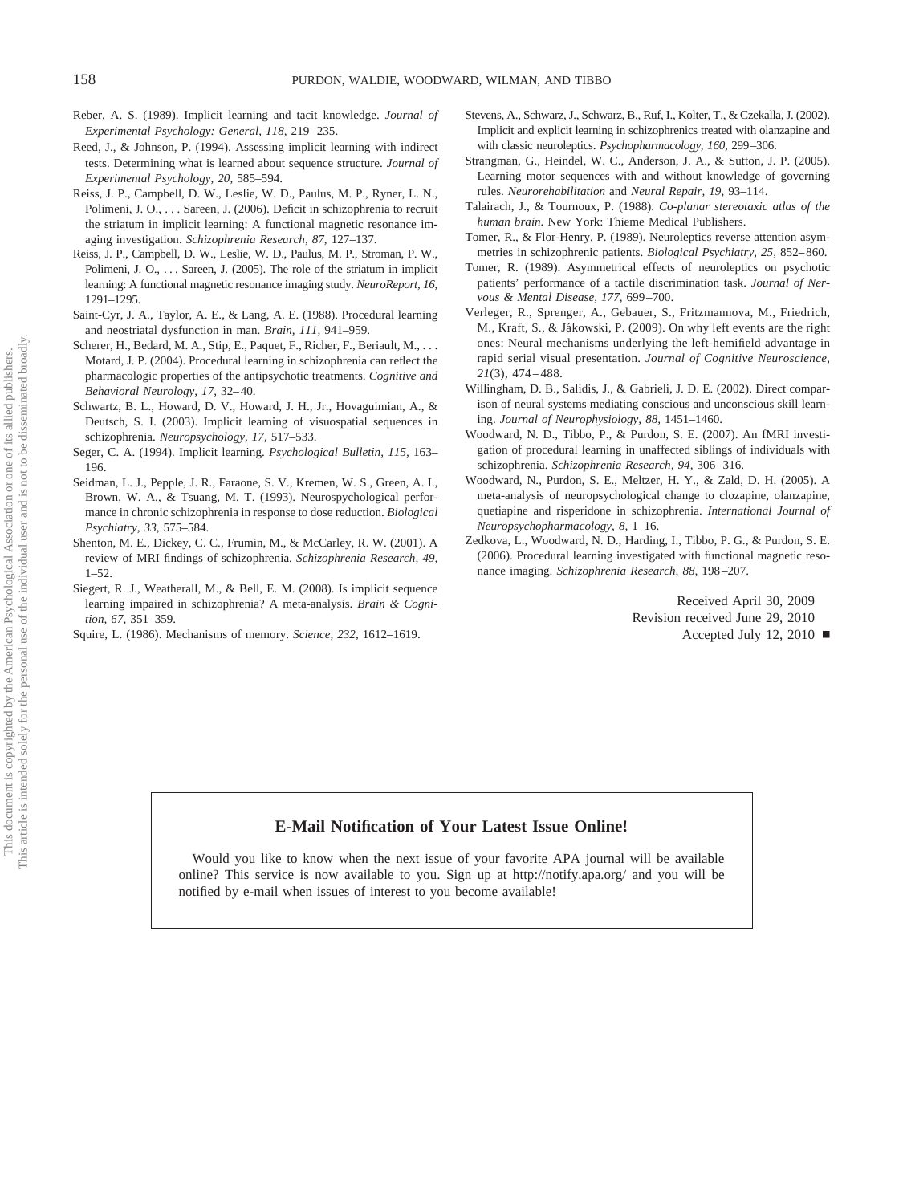Reber, A. S. (1989). Implicit learning and tacit knowledge. *Journal of Experimental Psychology: General, 118,* 219–235.

Reed, J., & Johnson, P. (1994). Assessing implicit learning with indirect tests. Determining what is learned about sequence structure. *Journal of Experimental Psychology, 20,* 585–594.

Reiss, J. P., Campbell, D. W., Leslie, W. D., Paulus, M. P., Ryner, L. N., Polimeni, J. O., . . . Sareen, J. (2006). Deficit in schizophrenia to recruit the striatum in implicit learning: A functional magnetic resonance imaging investigation. *Schizophrenia Research, 87,* 127–137.

Reiss, J. P., Campbell, D. W., Leslie, W. D., Paulus, M. P., Stroman, P. W., Polimeni, J. O., . . . Sareen, J. (2005). The role of the striatum in implicit learning: A functional magnetic resonance imaging study. *NeuroReport, 16,* 1291–1295.

Saint-Cyr, J. A., Taylor, A. E., & Lang, A. E. (1988). Procedural learning and neostriatal dysfunction in man. *Brain, 111,* 941–959.

Scherer, H., Bedard, M. A., Stip, E., Paquet, F., Richer, F., Beriault, M., . . . Motard, J. P. (2004). Procedural learning in schizophrenia can reflect the pharmacologic properties of the antipsychotic treatments. *Cognitive and Behavioral Neurology, 17,* 32–40.

Schwartz, B. L., Howard, D. V., Howard, J. H., Jr., Hovaguimian, A., & Deutsch, S. I. (2003). Implicit learning of visuospatial sequences in schizophrenia. *Neuropsychology, 17,* 517–533.

Seger, C. A. (1994). Implicit learning. *Psychological Bulletin, 115,* 163–196.

Seidman, L. J., Pepple, J. R., Faraone, S. V., Kremen, W. S., Green, A. I., Brown, W. A., & Tsuang, M. T. (1993). Neurospsychological performance in chronic schizophrenia in response to dose reduction. *Biological Psychiatry, 33,* 575–584.

Shenton, M. E., Dickey, C. C., Frumin, M., & McCarley, R. W. (2001). A review of MRI findings of schizophrenia. *Schizophrenia Research, 49,* 1–52.

Siegert, R. J., Weatherall, M., & Bell, E. M. (2008). Is implicit sequence learning impaired in schizophrenia? A meta-analysis. *Brain & Cognition, 67,* 351–359.

Squire, L. (1986). Mechanisms of memory. *Science, 232,* 1612–1619.

Stevens, A., Schwarz, J., Schwarz, B., Ruf, I., Kolter, T., & Czekalla, J. (2002). Implicit and explicit learning in schizophrenics treated with olanzapine and with classic neuroleptics. *Psychopharmacology, 160,* 299–306.

Strangman, G., Heindel, W. C., Anderson, J. A., & Sutton, J. P. (2005). Learning motor sequences with and without knowledge of governing rules. *Neurorehabilitation* and *Neural Repair, 19,* 93–114.

Talairach, J., & Tournoux, P. (1988). *Co-planar stereotaxic atlas of the human brain.* New York: Thieme Medical Publishers.

Tomer, R., & Flor-Henry, P. (1989). Neuroleptics reverse attention asymmetries in schizophrenic patients. *Biological Psychiatry, 25,* 852–860.

Tomer, R. (1989). Asymmetrical effects of neuroleptics on psychotic patients' performance of a tactile discrimination task. *Journal of Nervous & Mental Disease, 177,* 699–700.

Verleger, R., Sprenger, A., Gebauer, S., Fritzmannova, M., Friedrich, M., Kraft, S., & Jákowski, P. (2009). On why left events are the right ones: Neural mechanisms underlying the left-hemifield advantage in rapid serial visual presentation. *Journal of Cognitive Neuroscience, 21*(3), 474–488.

Willingham, D. B., Salidis, J., & Gabrieli, J. D. E. (2002). Direct comparison of neural systems mediating conscious and unconscious skill learning. *Journal of Neurophysiology, 88,* 1451–1460.

Woodward, N. D., Tibbo, P., & Purdon, S. E. (2007). An fMRI investigation of procedural learning in unaffected siblings of individuals with schizophrenia. *Schizophrenia Research, 94,* 306–316.

Woodward, N., Purdon, S. E., Meltzer, H. Y., & Zald, D. H. (2005). A meta-analysis of neuropsychological change to clozapine, olanzapine, quetiapine and risperidone in schizophrenia. *International Journal of Neuropsychopharmacology, 8,* 1–16.

Zedkova, L., Woodward, N. D., Harding, I., Tibbo, P. G., & Purdon, S. E. (2006). Procedural learning investigated with functional magnetic resonance imaging. *Schizophrenia Research, 88,* 198–207.

Received April 30, 2009
Revision received June 29, 2010
Accepted July 12, 2010 ■

**E-Mail Notification of Your Latest Issue Online!**

Would you like to know when the next issue of your favorite APA journal will be available online? This service is now available to you. Sign up at http://notify.apa.org/ and you will be notified by e-mail when issues of interest to you become available!